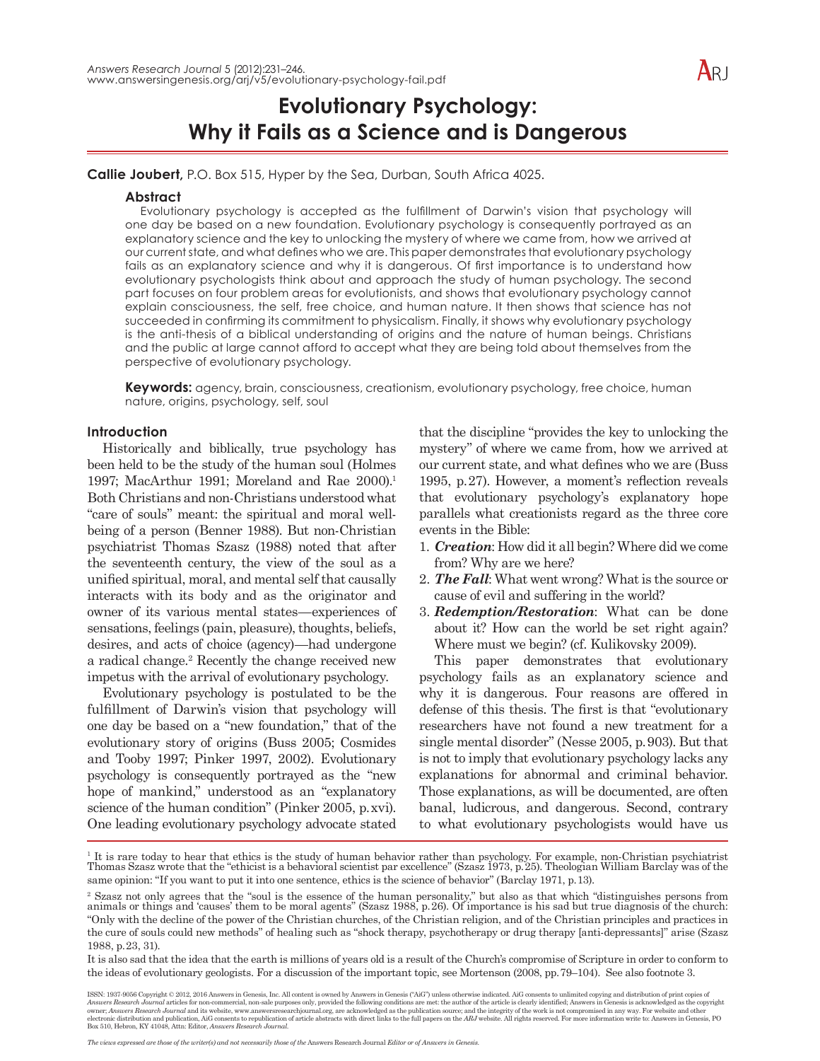# Evolutionary Psychology: Why it Fails as a Science and is Dangerous

**Callie Joubert,** P.O. Box 515, Hyper by the Sea, Durban, South Africa 4025.

## Abstract

Evolutionary psychology is accepted as the fulfillment of Darwin's vision that psychology will one day be based on a new foundation. Evolutionary psychology is consequently portrayed as an explanatory science and the key to unlocking the mystery of where we came from, how we arrived at our current state, and what defines who we are. This paper demonstrates that evolutionary psychology fails as an explanatory science and why it is dangerous. Of first importance is to understand how evolutionary psychologists think about and approach the study of human psychology. The second part focuses on four problem areas for evolutionists, and shows that evolutionary psychology cannot explain consciousness, the self, free choice, and human nature. It then shows that science has not succeeded in confirming its commitment to physicalism. Finally, it shows why evolutionary psychology is the anti-thesis of a biblical understanding of origins and the nature of human beings. Christians and the public at large cannot afford to accept what they are being told about themselves from the perspective of evolutionary psychology.

**Keywords:** agency, brain, consciousness, creationism, evolutionary psychology, free choice, human nature, origins, psychology, self, soul

## Introduction

Historically and biblically, true psychology has been held to be the study of the human soul (Holmes 1997; MacArthur 1991; Moreland and Rae 2000).[1] Both Christians and non-Christians understood what "care of souls" meant: the spiritual and moral well-being of a person (Benner 1988). But non-Christian psychiatrist Thomas Szasz (1988) noted that after the seventeenth century, the view of the soul as a unified spiritual, moral, and mental self that causally interacts with its body and as the originator and owner of its various mental states—experiences of sensations, feelings (pain, pleasure), thoughts, beliefs, desires, and acts of choice (agency)—had undergone a radical change.[2] Recently the change received new impetus with the arrival of evolutionary psychology.

Evolutionary psychology is postulated to be the fulfillment of Darwin's vision that psychology will one day be based on a "new foundation," that of the evolutionary story of origins (Buss 2005; Cosmides and Tooby 1997; Pinker 1997, 2002). Evolutionary psychology is consequently portrayed as the "new hope of mankind," understood as an "explanatory science of the human condition" (Pinker 2005, p. xvi). One leading evolutionary psychology advocate stated that the discipline "provides the key to unlocking the mystery" of where we came from, how we arrived at our current state, and what defines who we are (Buss 1995, p. 27). However, a moment's reflection reveals that evolutionary psychology's explanatory hope parallels what creationists regard as the three core events in the Bible:

1. ***Creation***: How did it all begin? Where did we come from? Why are we here?
2. ***The Fall***: What went wrong? What is the source or cause of evil and suffering in the world?
3. ***Redemption/Restoration***: What can be done about it? How can the world be set right again? Where must we begin? (cf. Kulikovsky 2009).

This paper demonstrates that evolutionary psychology fails as an explanatory science and why it is dangerous. Four reasons are offered in defense of this thesis. The first is that "evolutionary researchers have not found a new treatment for a single mental disorder" (Nesse 2005, p. 903). But that is not to imply that evolutionary psychology lacks any explanations for abnormal and criminal behavior. Those explanations, as will be documented, are often banal, ludicrous, and dangerous. Second, contrary to what evolutionary psychologists would have us

---

[1] It is rare today to hear that ethics is the study of human behavior rather than psychology. For example, non-Christian psychiatrist Thomas Szasz wrote that the "ethicist is a behavioral scientist par excellence" (Szasz 1973, p. 25). Theologian William Barclay was of the same opinion: "If you want to put it into one sentence, ethics is the science of behavior" (Barclay 1971, p. 13).

[2] Szasz not only agrees that the "soul is the essence of the human personality," but also as that which "distinguishes persons from animals or things and 'causes' them to be moral agents" (Szasz 1988, p. 26). Of importance is his sad but true diagnosis of the church: "Only with the decline of the power of the Christian churches, of the Christian religion, and of the Christian principles and practices in the cure of souls could new methods" of healing such as "shock therapy, psychotherapy or drug therapy [anti-depressants]" arise (Szasz 1988, p. 23, 31).

It is also sad that the idea that the earth is millions of years old is a result of the Church's compromise of Scripture in order to conform to the ideas of evolutionary geologists. For a discussion of the important topic, see Mortenson (2008, pp. 79–104). See also footnote 3.

ISSN: 1937-9056 Copyright © 2012, 2016 Answers in Genesis, Inc. All content is owned by Answers in Genesis ("AiG") unless otherwise indicated. AiG consents to unlimited copying and distribution of print copies of *Answers Research Journal* articles for non-commercial, non-sale purposes only, provided the following conditions are met: the author of the article is clearly identified; Answers in Genesis is acknowledged as the copyright owner; *Answers Research Journal* and its website, www.answersresearchjournal.org, are acknowledged as the publication source; and the integrity of the work is not compromised in any way. For website and other electronic distribution and publication, AiG consents to republication of article abstracts with direct links to the full papers on the *ARJ* website. All rights reserved. For more information write to: Answers in Genesis, PO Box 510, Hebron, KY 41048, Attn: Editor, *Answers Research Journal*.

*The views expressed are those of the writer(s) and not necessarily those of the* Answers Research Journal *Editor or of Answers in Genesis.*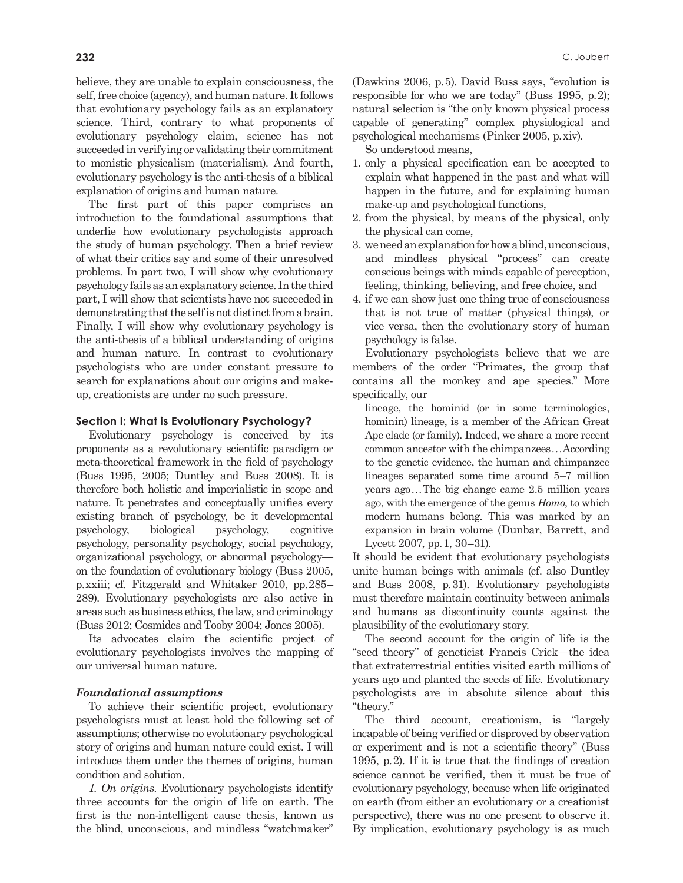believe, they are unable to explain consciousness, the self, free choice (agency), and human nature. It follows that evolutionary psychology fails as an explanatory science. Third, contrary to what proponents of evolutionary psychology claim, science has not succeeded in verifying or validating their commitment to monistic physicalism (materialism). And fourth, evolutionary psychology is the anti-thesis of a biblical explanation of origins and human nature.

The first part of this paper comprises an introduction to the foundational assumptions that underlie how evolutionary psychologists approach the study of human psychology. Then a brief review of what their critics say and some of their unresolved problems. In part two, I will show why evolutionary psychology fails as an explanatory science. In the third part, I will show that scientists have not succeeded in demonstrating that the self is not distinct from a brain. Finally, I will show why evolutionary psychology is the anti-thesis of a biblical understanding of origins and human nature. In contrast to evolutionary psychologists who are under constant pressure to search for explanations about our origins and make-up, creationists are under no such pressure.

### Section I: What is Evolutionary Psychology?

Evolutionary psychology is conceived by its proponents as a revolutionary scientific paradigm or meta-theoretical framework in the field of psychology (Buss 1995, 2005; Duntley and Buss 2008). It is therefore both holistic and imperialistic in scope and nature. It penetrates and conceptually unifies every existing branch of psychology, be it developmental psychology, biological psychology, cognitive psychology, personality psychology, social psychology, organizational psychology, or abnormal psychology—on the foundation of evolutionary biology (Buss 2005, p. xxiii; cf. Fitzgerald and Whitaker 2010, pp. 285–289). Evolutionary psychologists are also active in areas such as business ethics, the law, and criminology (Buss 2012; Cosmides and Tooby 2004; Jones 2005).

Its advocates claim the scientific project of evolutionary psychologists involves the mapping of our universal human nature.

#### *Foundational assumptions*

To achieve their scientific project, evolutionary psychologists must at least hold the following set of assumptions; otherwise no evolutionary psychological story of origins and human nature could exist. I will introduce them under the themes of origins, human condition and solution.

*1. On origins.* Evolutionary psychologists identify three accounts for the origin of life on earth. The first is the non-intelligent cause thesis, known as the blind, unconscious, and mindless "watchmaker" (Dawkins 2006, p. 5). David Buss says, "evolution is responsible for who we are today" (Buss 1995, p. 2); natural selection is "the only known physical process capable of generating" complex physiological and psychological mechanisms (Pinker 2005, p. xiv).

So understood means,

1. only a physical specification can be accepted to explain what happened in the past and what will happen in the future, and for explaining human make-up and psychological functions,
2. from the physical, by means of the physical, only the physical can come,
3. we need an explanation for how a blind, unconscious, and mindless physical "process" can create conscious beings with minds capable of perception, feeling, thinking, believing, and free choice, and
4. if we can show just one thing true of consciousness that is not true of matter (physical things), or vice versa, then the evolutionary story of human psychology is false.

Evolutionary psychologists believe that we are members of the order "Primates, the group that contains all the monkey and ape species." More specifically, our

> lineage, the hominid (or in some terminologies, hominin) lineage, is a member of the African Great Ape clade (or family). Indeed, we share a more recent common ancestor with the chimpanzees…According to the genetic evidence, the human and chimpanzee lineages separated some time around 5–7 million years ago…The big change came 2.5 million years ago, with the emergence of the genus *Homo*, to which modern humans belong. This was marked by an expansion in brain volume (Dunbar, Barrett, and Lycett 2007, pp. 1, 30–31).

It should be evident that evolutionary psychologists unite human beings with animals (cf. also Duntley and Buss 2008, p. 31). Evolutionary psychologists must therefore maintain continuity between animals and humans as discontinuity counts against the plausibility of the evolutionary story.

The second account for the origin of life is the "seed theory" of geneticist Francis Crick—the idea that extraterrestrial entities visited earth millions of years ago and planted the seeds of life. Evolutionary psychologists are in absolute silence about this "theory."

The third account, creationism, is "largely incapable of being verified or disproved by observation or experiment and is not a scientific theory" (Buss 1995, p. 2). If it is true that the findings of creation science cannot be verified, then it must be true of evolutionary psychology, because when life originated on earth (from either an evolutionary or a creationist perspective), there was no one present to observe it. By implication, evolutionary psychology is as much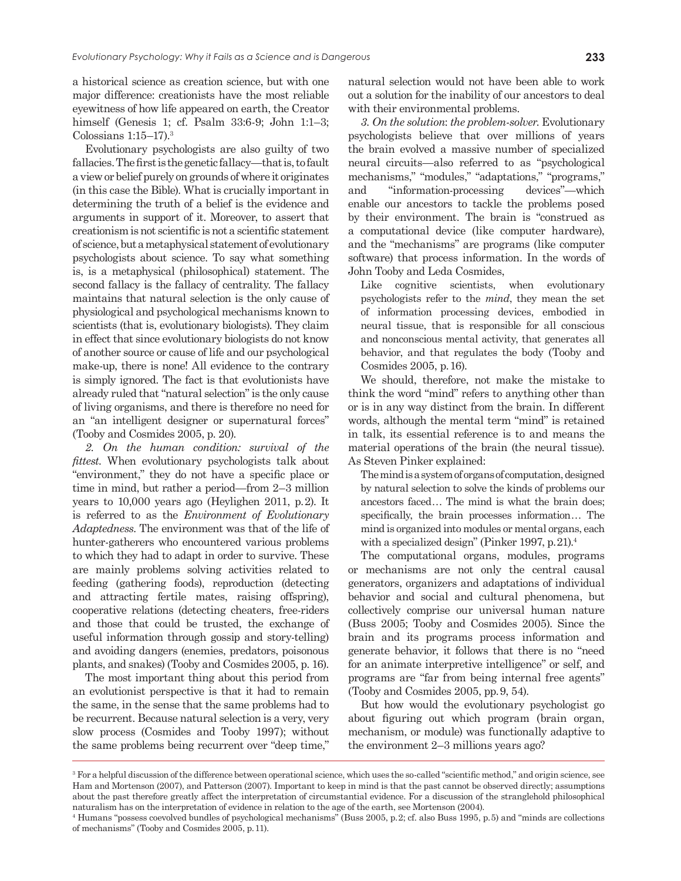a historical science as creation science, but with one major difference: creationists have the most reliable eyewitness of how life appeared on earth, the Creator himself (Genesis 1; cf. Psalm 33:6-9; John 1:1–3; Colossians 1:15–17).[3]

Evolutionary psychologists are also guilty of two fallacies. The first is the genetic fallacy—that is, to fault a view or belief purely on grounds of where it originates (in this case the Bible). What is crucially important in determining the truth of a belief is the evidence and arguments in support of it. Moreover, to assert that creationism is not scientific is not a scientific statement of science, but a metaphysical statement of evolutionary psychologists about science. To say what something is, is a metaphysical (philosophical) statement. The second fallacy is the fallacy of centrality. The fallacy maintains that natural selection is the only cause of physiological and psychological mechanisms known to scientists (that is, evolutionary biologists). They claim in effect that since evolutionary biologists do not know of another source or cause of life and our psychological make-up, there is none! All evidence to the contrary is simply ignored. The fact is that evolutionists have already ruled that "natural selection" is the only cause of living organisms, and there is therefore no need for an "an intelligent designer or supernatural forces" (Tooby and Cosmides 2005, p. 20).

*2. On the human condition: survival of the fittest.* When evolutionary psychologists talk about "environment," they do not have a specific place or time in mind, but rather a period—from 2–3 million years to 10,000 years ago (Heylighen 2011, p. 2). It is referred to as the *Environment of Evolutionary Adaptedness.* The environment was that of the life of hunter-gatherers who encountered various problems to which they had to adapt in order to survive. These are mainly problems solving activities related to feeding (gathering foods), reproduction (detecting and attracting fertile mates, raising offspring), cooperative relations (detecting cheaters, free-riders and those that could be trusted, the exchange of useful information through gossip and story-telling) and avoiding dangers (enemies, predators, poisonous plants, and snakes) (Tooby and Cosmides 2005, p. 16).

The most important thing about this period from an evolutionist perspective is that it had to remain the same, in the sense that the same problems had to be recurrent. Because natural selection is a very, very slow process (Cosmides and Tooby 1997); without the same problems being recurrent over "deep time," natural selection would not have been able to work out a solution for the inability of our ancestors to deal with their environmental problems.

*3. On the solution: the problem-solver.* Evolutionary psychologists believe that over millions of years the brain evolved a massive number of specialized neural circuits—also referred to as "psychological mechanisms," "modules," "adaptations," "programs," and "information-processing devices"—which enable our ancestors to tackle the problems posed by their environment. The brain is "construed as a computational device (like computer hardware), and the "mechanisms" are programs (like computer software) that process information. In the words of John Tooby and Leda Cosmides,

> Like cognitive scientists, when evolutionary psychologists refer to the *mind*, they mean the set of information processing devices, embodied in neural tissue, that is responsible for all conscious and nonconscious mental activity, that generates all behavior, and that regulates the body (Tooby and Cosmides 2005, p. 16).

We should, therefore, not make the mistake to think the word "mind" refers to anything other than or is in any way distinct from the brain. In different words, although the mental term "mind" is retained in talk, its essential reference is to and means the material operations of the brain (the neural tissue). As Steven Pinker explained:

> The mind is a system of organs of computation, designed by natural selection to solve the kinds of problems our ancestors faced… The mind is what the brain does; specifically, the brain processes information… The mind is organized into modules or mental organs, each with a specialized design" (Pinker 1997, p. 21).[4]

The computational organs, modules, programs or mechanisms are not only the central causal generators, organizers and adaptations of individual behavior and social and cultural phenomena, but collectively comprise our universal human nature (Buss 2005; Tooby and Cosmides 2005). Since the brain and its programs process information and generate behavior, it follows that there is no "need for an animate interpretive intelligence" or self, and programs are "far from being internal free agents" (Tooby and Cosmides 2005, pp. 9, 54).

But how would the evolutionary psychologist go about figuring out which program (brain organ, mechanism, or module) was functionally adaptive to the environment 2–3 millions years ago?

---

[3] For a helpful discussion of the difference between operational science, which uses the so-called "scientific method," and origin science, see Ham and Mortenson (2007), and Patterson (2007). Important to keep in mind is that the past cannot be observed directly; assumptions about the past therefore greatly affect the interpretation of circumstantial evidence. For a discussion of the stranglehold philosophical naturalism has on the interpretation of evidence in relation to the age of the earth, see Mortenson (2004).

[4] Humans "possess coevolved bundles of psychological mechanisms" (Buss 2005, p. 2; cf. also Buss 1995, p. 5) and "minds are collections of mechanisms" (Tooby and Cosmides 2005, p. 11).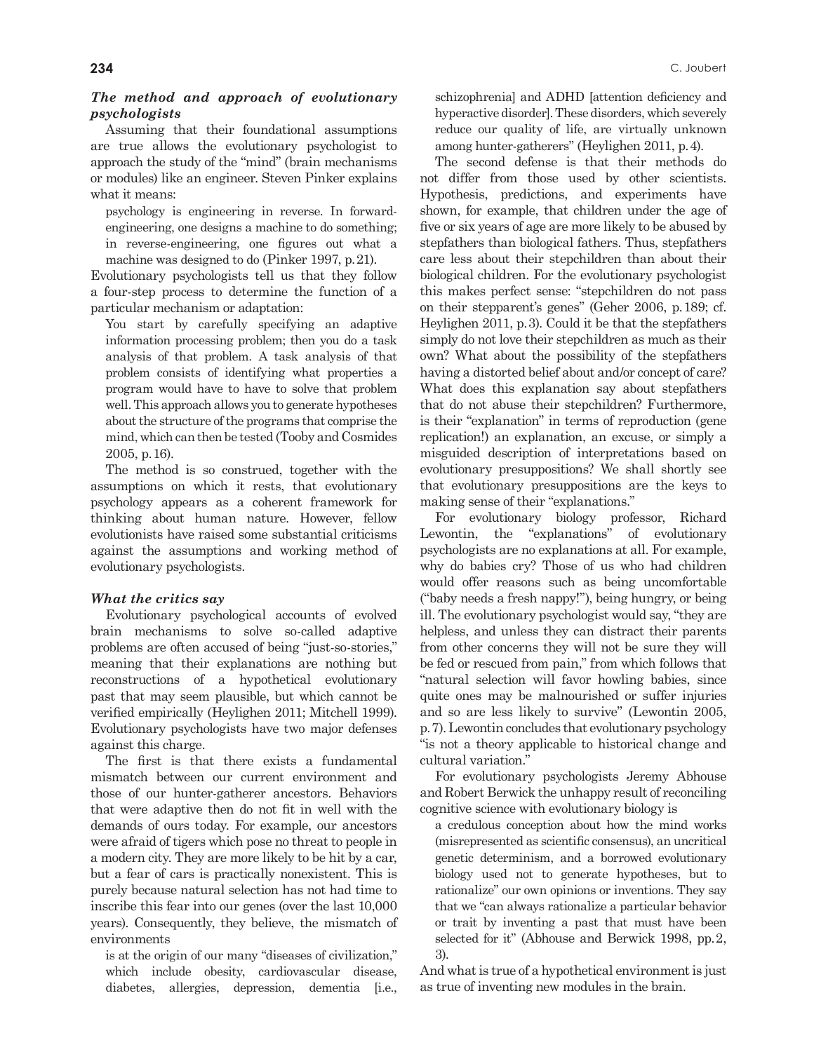### *The method and approach of evolutionary psychologists*

Assuming that their foundational assumptions are true allows the evolutionary psychologist to approach the study of the "mind" (brain mechanisms or modules) like an engineer. Steven Pinker explains what it means:

> psychology is engineering in reverse. In forward-engineering, one designs a machine to do something; in reverse-engineering, one figures out what a machine was designed to do (Pinker 1997, p. 21).

Evolutionary psychologists tell us that they follow a four-step process to determine the function of a particular mechanism or adaptation:

> You start by carefully specifying an adaptive information processing problem; then you do a task analysis of that problem. A task analysis of that problem consists of identifying what properties a program would have to have to solve that problem well. This approach allows you to generate hypotheses about the structure of the programs that comprise the mind, which can then be tested (Tooby and Cosmides 2005, p. 16).

The method is so construed, together with the assumptions on which it rests, that evolutionary psychology appears as a coherent framework for thinking about human nature. However, fellow evolutionists have raised some substantial criticisms against the assumptions and working method of evolutionary psychologists.

### *What the critics say*

Evolutionary psychological accounts of evolved brain mechanisms to solve so-called adaptive problems are often accused of being "just-so-stories," meaning that their explanations are nothing but reconstructions of a hypothetical evolutionary past that may seem plausible, but which cannot be verified empirically (Heylighen 2011; Mitchell 1999). Evolutionary psychologists have two major defenses against this charge.

The first is that there exists a fundamental mismatch between our current environment and those of our hunter-gatherer ancestors. Behaviors that were adaptive then do not fit in well with the demands of ours today. For example, our ancestors were afraid of tigers which pose no threat to people in a modern city. They are more likely to be hit by a car, but a fear of cars is practically nonexistent. This is purely because natural selection has not had time to inscribe this fear into our genes (over the last 10,000 years). Consequently, they believe, the mismatch of environments

> is at the origin of our many "diseases of civilization," which include obesity, cardiovascular disease, diabetes, allergies, depression, dementia [i.e., schizophrenia] and ADHD [attention deficiency and hyperactive disorder]. These disorders, which severely reduce our quality of life, are virtually unknown among hunter-gatherers" (Heylighen 2011, p. 4).

The second defense is that their methods do not differ from those used by other scientists. Hypothesis, predictions, and experiments have shown, for example, that children under the age of five or six years of age are more likely to be abused by stepfathers than biological fathers. Thus, stepfathers care less about their stepchildren than about their biological children. For the evolutionary psychologist this makes perfect sense: "stepchildren do not pass on their stepparent's genes" (Geher 2006, p. 189; cf. Heylighen 2011, p. 3). Could it be that the stepfathers simply do not love their stepchildren as much as their own? What about the possibility of the stepfathers having a distorted belief about and/or concept of care? What does this explanation say about stepfathers that do not abuse their stepchildren? Furthermore, is their "explanation" in terms of reproduction (gene replication!) an explanation, an excuse, or simply a misguided description of interpretations based on evolutionary presuppositions? We shall shortly see that evolutionary presuppositions are the keys to making sense of their "explanations."

For evolutionary biology professor, Richard Lewontin, the "explanations" of evolutionary psychologists are no explanations at all. For example, why do babies cry? Those of us who had children would offer reasons such as being uncomfortable ("baby needs a fresh nappy!"), being hungry, or being ill. The evolutionary psychologist would say, "they are helpless, and unless they can distract their parents from other concerns they will not be sure they will be fed or rescued from pain," from which follows that "natural selection will favor howling babies, since quite ones may be malnourished or suffer injuries and so are less likely to survive" (Lewontin 2005, p. 7). Lewontin concludes that evolutionary psychology "is not a theory applicable to historical change and cultural variation."

For evolutionary psychologists Jeremy Abhouse and Robert Berwick the unhappy result of reconciling cognitive science with evolutionary biology is

> a credulous conception about how the mind works (misrepresented as scientific consensus), an uncritical genetic determinism, and a borrowed evolutionary biology used not to generate hypotheses, but to rationalize" our own opinions or inventions. They say that we "can always rationalize a particular behavior or trait by inventing a past that must have been selected for it" (Abhouse and Berwick 1998, pp. 2, 3).

And what is true of a hypothetical environment is just as true of inventing new modules in the brain.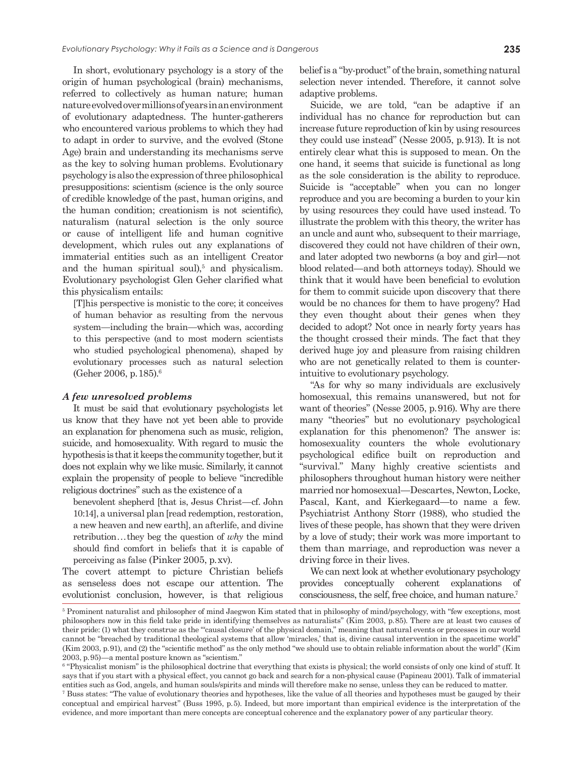In short, evolutionary psychology is a story of the origin of human psychological (brain) mechanisms, referred to collectively as human nature; human nature evolved over millions of years in an environment of evolutionary adaptedness. The hunter-gatherers who encountered various problems to which they had to adapt in order to survive, and the evolved (Stone Age) brain and understanding its mechanisms serve as the key to solving human problems. Evolutionary psychology is also the expression of three philosophical presuppositions: scientism (science is the only source of credible knowledge of the past, human origins, and the human condition; creationism is not scientific), naturalism (natural selection is the only source or cause of intelligent life and human cognitive development, which rules out any explanations of immaterial entities such as an intelligent Creator and the human spiritual soul),[5] and physicalism. Evolutionary psychologist Glen Geher clarified what this physicalism entails:

> [T]his perspective is monistic to the core; it conceives of human behavior as resulting from the nervous system—including the brain—which was, according to this perspective (and to most modern scientists who studied psychological phenomena), shaped by evolutionary processes such as natural selection (Geher 2006, p. 185).[6]

### *A few unresolved problems*

It must be said that evolutionary psychologists let us know that they have not yet been able to provide an explanation for phenomena such as music, religion, suicide, and homosexuality. With regard to music the hypothesis is that it keeps the community together, but it does not explain why we like music. Similarly, it cannot explain the propensity of people to believe "incredible religious doctrines" such as the existence of a

> benevolent shepherd [that is, Jesus Christ—cf. John 10:14], a universal plan [read redemption, restoration, a new heaven and new earth], an afterlife, and divine retribution…they beg the question of *why* the mind should find comfort in beliefs that it is capable of perceiving as false (Pinker 2005, p. xv).

The covert attempt to picture Christian beliefs as senseless does not escape our attention. The evolutionist conclusion, however, is that religious belief is a "by-product" of the brain, something natural selection never intended. Therefore, it cannot solve adaptive problems.

Suicide, we are told, "can be adaptive if an individual has no chance for reproduction but can increase future reproduction of kin by using resources they could use instead" (Nesse 2005, p. 913). It is not entirely clear what this is supposed to mean. On the one hand, it seems that suicide is functional as long as the sole consideration is the ability to reproduce. Suicide is "acceptable" when you can no longer reproduce and you are becoming a burden to your kin by using resources they could have used instead. To illustrate the problem with this theory, the writer has an uncle and aunt who, subsequent to their marriage, discovered they could not have children of their own, and later adopted two newborns (a boy and girl—not blood related—and both attorneys today). Should we think that it would have been beneficial to evolution for them to commit suicide upon discovery that there would be no chances for them to have progeny? Had they even thought about their genes when they decided to adopt? Not once in nearly forty years has the thought crossed their minds. The fact that they derived huge joy and pleasure from raising children who are not genetically related to them is counter-intuitive to evolutionary psychology.

"As for why so many individuals are exclusively homosexual, this remains unanswered, but not for want of theories" (Nesse 2005, p. 916). Why are there many "theories" but no evolutionary psychological explanation for this phenomenon? The answer is: homosexuality counters the whole evolutionary psychological edifice built on reproduction and "survival." Many highly creative scientists and philosophers throughout human history were neither married nor homosexual—Descartes, Newton, Locke, Pascal, Kant, and Kierkegaard—to name a few. Psychiatrist Anthony Storr (1988), who studied the lives of these people, has shown that they were driven by a love of study; their work was more important to them than marriage, and reproduction was never a driving force in their lives.

We can next look at whether evolutionary psychology provides conceptually coherent explanations of consciousness, the self, free choice, and human nature.[7]

---

[5] Prominent naturalist and philosopher of mind Jaegwon Kim stated that in philosophy of mind/psychology, with "few exceptions, most philosophers now in this field take pride in identifying themselves as naturalists" (Kim 2003, p. 85). There are at least two causes of their pride: (1) what they construe as the "'causal closure' of the physical domain," meaning that natural events or processes in our world cannot be "breached by traditional theological systems that allow 'miracles,' that is, divine causal intervention in the spacetime world" (Kim 2003, p. 91), and (2) the "scientific method" as the only method "we should use to obtain reliable information about the world" (Kim 2003, p. 95)—a mental posture known as "scientism."

[6] "Physicalist monism" is the philosophical doctrine that everything that exists is physical; the world consists of only one kind of stuff. It says that if you start with a physical effect, you cannot go back and search for a non-physical cause (Papineau 2001). Talk of immaterial entities such as God, angels, and human souls/spirits and minds will therefore make no sense, unless they can be reduced to matter.

[7] Buss states: "The value of evolutionary theories and hypotheses, like the value of all theories and hypotheses must be gauged by their conceptual and empirical harvest" (Buss 1995, p. 5). Indeed, but more important than empirical evidence is the interpretation of the evidence, and more important than mere concepts are conceptual coherence and the explanatory power of any particular theory.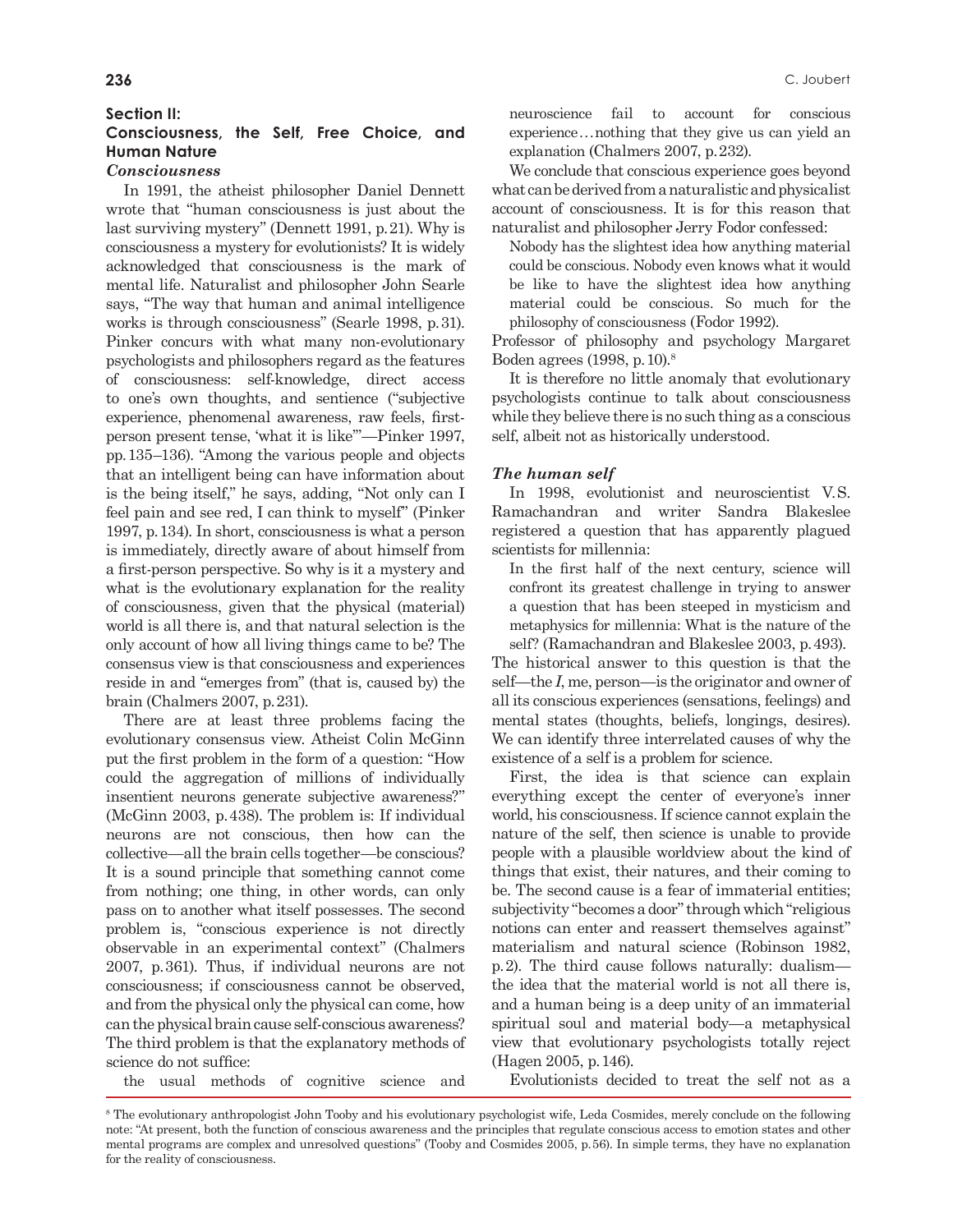## Section II: Consciousness, the Self, Free Choice, and Human Nature

### *Consciousness*

In 1991, the atheist philosopher Daniel Dennett wrote that "human consciousness is just about the last surviving mystery" (Dennett 1991, p. 21). Why is consciousness a mystery for evolutionists? It is widely acknowledged that consciousness is the mark of mental life. Naturalist and philosopher John Searle says, "The way that human and animal intelligence works is through consciousness" (Searle 1998, p. 31). Pinker concurs with what many non-evolutionary psychologists and philosophers regard as the features of consciousness: self-knowledge, direct access to one's own thoughts, and sentience ("subjective experience, phenomenal awareness, raw feels, first-person present tense, 'what it is like'"—Pinker 1997, pp. 135–136). "Among the various people and objects that an intelligent being can have information about is the being itself," he says, adding, "Not only can I feel pain and see red, I can think to myself" (Pinker 1997, p. 134). In short, consciousness is what a person is immediately, directly aware of about himself from a first-person perspective. So why is it a mystery and what is the evolutionary explanation for the reality of consciousness, given that the physical (material) world is all there is, and that natural selection is the only account of how all living things came to be? The consensus view is that consciousness and experiences reside in and "emerges from" (that is, caused by) the brain (Chalmers 2007, p. 231).

There are at least three problems facing the evolutionary consensus view. Atheist Colin McGinn put the first problem in the form of a question: "How could the aggregation of millions of individually insentient neurons generate subjective awareness?" (McGinn 2003, p. 438). The problem is: If individual neurons are not conscious, then how can the collective—all the brain cells together—be conscious? It is a sound principle that something cannot come from nothing; one thing, in other words, can only pass on to another what itself possesses. The second problem is, "conscious experience is not directly observable in an experimental context" (Chalmers 2007, p. 361). Thus, if individual neurons are not consciousness; if consciousness cannot be observed, and from the physical only the physical can come, how can the physical brain cause self-conscious awareness? The third problem is that the explanatory methods of science do not suffice:

> the usual methods of cognitive science and neuroscience fail to account for conscious experience…nothing that they give us can yield an explanation (Chalmers 2007, p. 232).

We conclude that conscious experience goes beyond what can be derived from a naturalistic and physicalist account of consciousness. It is for this reason that naturalist and philosopher Jerry Fodor confessed:

> Nobody has the slightest idea how anything material could be conscious. Nobody even knows what it would be like to have the slightest idea how anything material could be conscious. So much for the philosophy of consciousness (Fodor 1992).

Professor of philosophy and psychology Margaret Boden agrees (1998, p. 10).[8]

It is therefore no little anomaly that evolutionary psychologists continue to talk about consciousness while they believe there is no such thing as a conscious self, albeit not as historically understood.

### *The human self*

In 1998, evolutionist and neuroscientist V.S. Ramachandran and writer Sandra Blakeslee registered a question that has apparently plagued scientists for millennia:

> In the first half of the next century, science will confront its greatest challenge in trying to answer a question that has been steeped in mysticism and metaphysics for millennia: What is the nature of the self? (Ramachandran and Blakeslee 2003, p. 493).

The historical answer to this question is that the self—the *I*, me, person—is the originator and owner of all its conscious experiences (sensations, feelings) and mental states (thoughts, beliefs, longings, desires). We can identify three interrelated causes of why the existence of a self is a problem for science.

First, the idea is that science can explain everything except the center of everyone's inner world, his consciousness. If science cannot explain the nature of the self, then science is unable to provide people with a plausible worldview about the kind of things that exist, their natures, and their coming to be. The second cause is a fear of immaterial entities; subjectivity "becomes a door" through which "religious notions can enter and reassert themselves against" materialism and natural science (Robinson 1982, p. 2). The third cause follows naturally: dualism—the idea that the material world is not all there is, and a human being is a deep unity of an immaterial spiritual soul and material body—a metaphysical view that evolutionary psychologists totally reject (Hagen 2005, p. 146).

Evolutionists decided to treat the self not as a

---

[8] The evolutionary anthropologist John Tooby and his evolutionary psychologist wife, Leda Cosmides, merely conclude on the following note: "At present, both the function of conscious awareness and the principles that regulate conscious access to emotion states and other mental programs are complex and unresolved questions" (Tooby and Cosmides 2005, p. 56). In simple terms, they have no explanation for the reality of consciousness.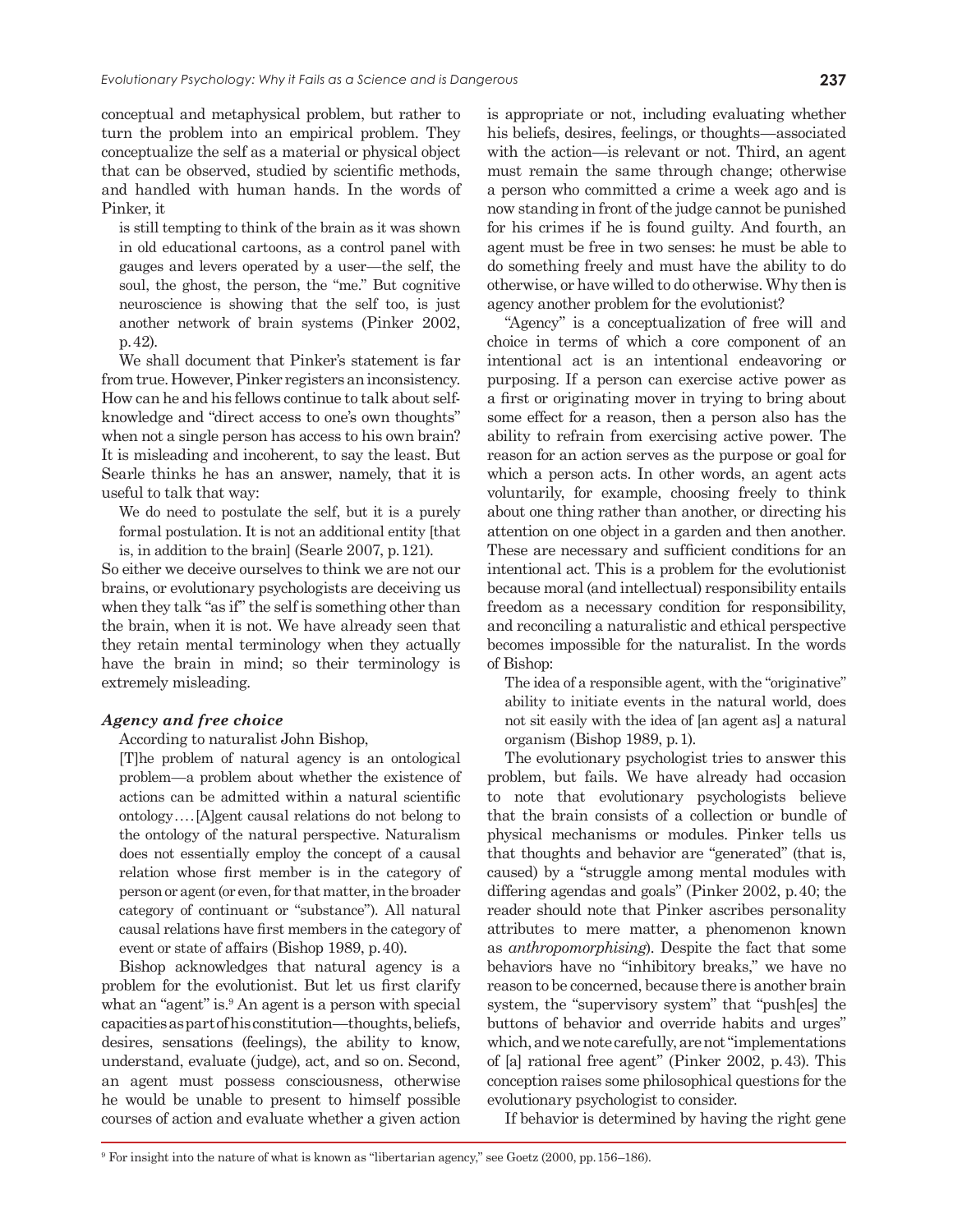conceptual and metaphysical problem, but rather to turn the problem into an empirical problem. They conceptualize the self as a material or physical object that can be observed, studied by scientific methods, and handled with human hands. In the words of Pinker, it

> is still tempting to think of the brain as it was shown in old educational cartoons, as a control panel with gauges and levers operated by a user—the self, the soul, the ghost, the person, the "me." But cognitive neuroscience is showing that the self too, is just another network of brain systems (Pinker 2002, p. 42).

We shall document that Pinker's statement is far from true. However, Pinker registers an inconsistency. How can he and his fellows continue to talk about self-knowledge and "direct access to one's own thoughts" when not a single person has access to his own brain? It is misleading and incoherent, to say the least. But Searle thinks he has an answer, namely, that it is useful to talk that way:

> We do need to postulate the self, but it is a purely formal postulation. It is not an additional entity [that is, in addition to the brain] (Searle 2007, p. 121).

So either we deceive ourselves to think we are not our brains, or evolutionary psychologists are deceiving us when they talk "as if" the self is something other than the brain, when it is not. We have already seen that they retain mental terminology when they actually have the brain in mind; so their terminology is extremely misleading.

### *Agency and free choice*

According to naturalist John Bishop,

> [T]he problem of natural agency is an ontological problem—a problem about whether the existence of actions can be admitted within a natural scientific ontology.... [A]gent causal relations do not belong to the ontology of the natural perspective. Naturalism does not essentially employ the concept of a causal relation whose first member is in the category of person or agent (or even, for that matter, in the broader category of continuant or "substance"). All natural causal relations have first members in the category of event or state of affairs (Bishop 1989, p. 40).

Bishop acknowledges that natural agency is a problem for the evolutionist. But let us first clarify what an "agent" is.[9] An agent is a person with special capacities as part of his constitution—thoughts, beliefs, desires, sensations (feelings), the ability to know, understand, evaluate (judge), act, and so on. Second, an agent must possess consciousness, otherwise he would be unable to present to himself possible courses of action and evaluate whether a given action is appropriate or not, including evaluating whether his beliefs, desires, feelings, or thoughts—associated with the action—is relevant or not. Third, an agent must remain the same through change; otherwise a person who committed a crime a week ago and is now standing in front of the judge cannot be punished for his crimes if he is found guilty. And fourth, an agent must be free in two senses: he must be able to do something freely and must have the ability to do otherwise, or have willed to do otherwise. Why then is agency another problem for the evolutionist?

"Agency" is a conceptualization of free will and choice in terms of which a core component of an intentional act is an intentional endeavoring or purposing. If a person can exercise active power as a first or originating mover in trying to bring about some effect for a reason, then a person also has the ability to refrain from exercising active power. The reason for an action serves as the purpose or goal for which a person acts. In other words, an agent acts voluntarily, for example, choosing freely to think about one thing rather than another, or directing his attention on one object in a garden and then another. These are necessary and sufficient conditions for an intentional act. This is a problem for the evolutionist because moral (and intellectual) responsibility entails freedom as a necessary condition for responsibility, and reconciling a naturalistic and ethical perspective becomes impossible for the naturalist. In the words of Bishop:

> The idea of a responsible agent, with the "originative" ability to initiate events in the natural world, does not sit easily with the idea of [an agent as] a natural organism (Bishop 1989, p. 1).

The evolutionary psychologist tries to answer this problem, but fails. We have already had occasion to note that evolutionary psychologists believe that the brain consists of a collection or bundle of physical mechanisms or modules. Pinker tells us that thoughts and behavior are "generated" (that is, caused) by a "struggle among mental modules with differing agendas and goals" (Pinker 2002, p. 40; the reader should note that Pinker ascribes personality attributes to mere matter, a phenomenon known as *anthropomorphising*). Despite the fact that some behaviors have no "inhibitory breaks," we have no reason to be concerned, because there is another brain system, the "supervisory system" that "push[es] the buttons of behavior and override habits and urges" which, and we note carefully, are not "implementations of [a] rational free agent" (Pinker 2002, p. 43). This conception raises some philosophical questions for the evolutionary psychologist to consider.

If behavior is determined by having the right gene

---

[9] For insight into the nature of what is known as "libertarian agency," see Goetz (2000, pp. 156–186).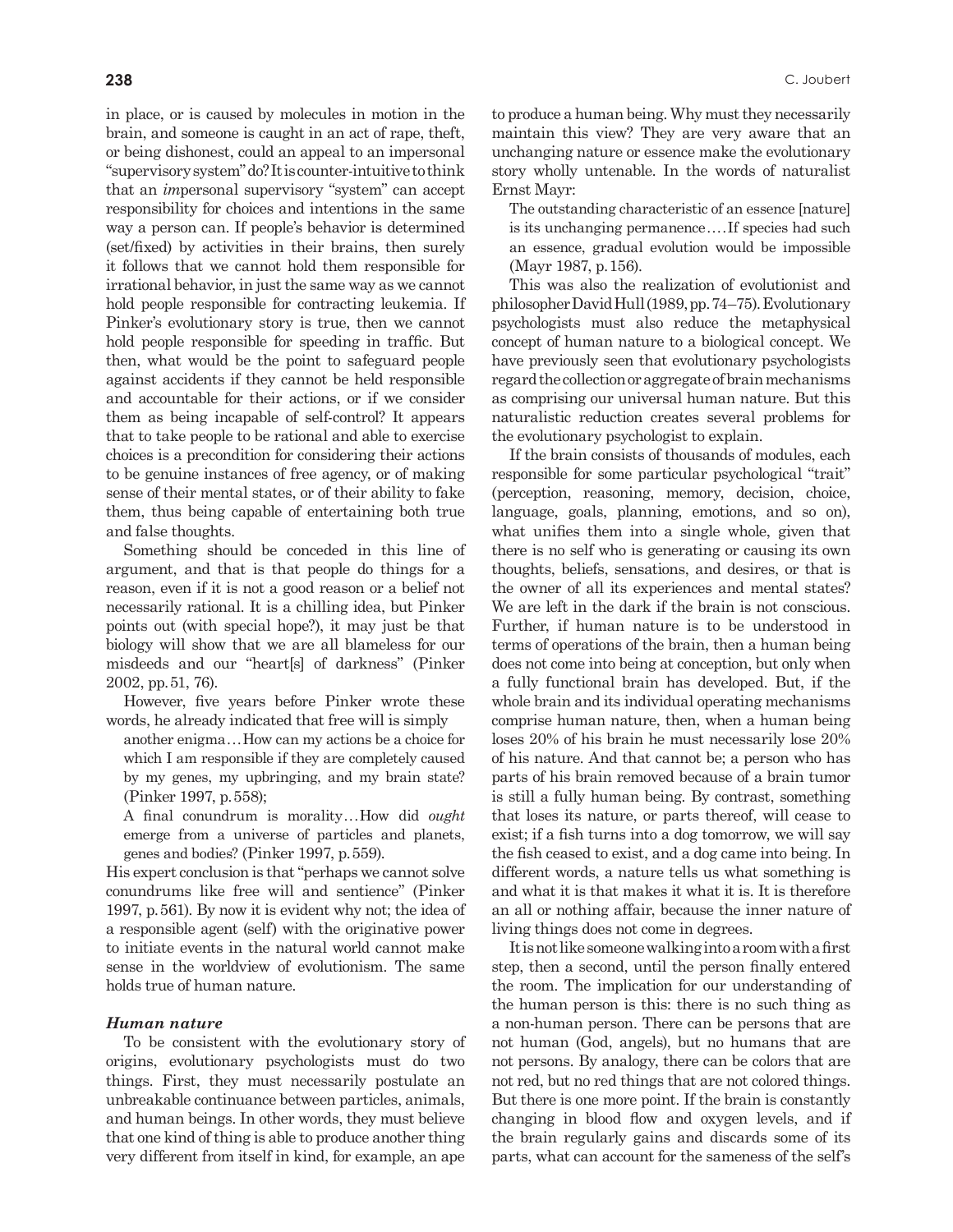in place, or is caused by molecules in motion in the brain, and someone is caught in an act of rape, theft, or being dishonest, could an appeal to an impersonal "supervisory system" do? It is counter-intuitive to think that an *im*personal supervisory "system" can accept responsibility for choices and intentions in the same way a person can. If people's behavior is determined (set/fixed) by activities in their brains, then surely it follows that we cannot hold them responsible for irrational behavior, in just the same way as we cannot hold people responsible for contracting leukemia. If Pinker's evolutionary story is true, then we cannot hold people responsible for speeding in traffic. But then, what would be the point to safeguard people against accidents if they cannot be held responsible and accountable for their actions, or if we consider them as being incapable of self-control? It appears that to take people to be rational and able to exercise choices is a precondition for considering their actions to be genuine instances of free agency, or of making sense of their mental states, or of their ability to fake them, thus being capable of entertaining both true and false thoughts.

Something should be conceded in this line of argument, and that is that people do things for a reason, even if it is not a good reason or a belief not necessarily rational. It is a chilling idea, but Pinker points out (with special hope?), it may just be that biology will show that we are all blameless for our misdeeds and our "heart[s] of darkness" (Pinker 2002, pp. 51, 76).

However, five years before Pinker wrote these words, he already indicated that free will is simply

> another enigma…How can my actions be a choice for which I am responsible if they are completely caused by my genes, my upbringing, and my brain state? (Pinker 1997, p. 558);

> A final conundrum is morality…How did *ought* emerge from a universe of particles and planets, genes and bodies? (Pinker 1997, p. 559).

His expert conclusion is that "perhaps we cannot solve conundrums like free will and sentience" (Pinker 1997, p. 561). By now it is evident why not; the idea of a responsible agent (self) with the originative power to initiate events in the natural world cannot make sense in the worldview of evolutionism. The same holds true of human nature.

### *Human nature*

To be consistent with the evolutionary story of origins, evolutionary psychologists must do two things. First, they must necessarily postulate an unbreakable continuance between particles, animals, and human beings. In other words, they must believe that one kind of thing is able to produce another thing very different from itself in kind, for example, an ape to produce a human being. Why must they necessarily maintain this view? They are very aware that an unchanging nature or essence make the evolutionary story wholly untenable. In the words of naturalist Ernst Mayr:

> The outstanding characteristic of an essence [nature] is its unchanging permanence….If species had such an essence, gradual evolution would be impossible (Mayr 1987, p. 156).

This was also the realization of evolutionist and philosopher David Hull (1989, pp. 74–75). Evolutionary psychologists must also reduce the metaphysical concept of human nature to a biological concept. We have previously seen that evolutionary psychologists regard the collection or aggregate of brain mechanisms as comprising our universal human nature. But this naturalistic reduction creates several problems for the evolutionary psychologist to explain.

If the brain consists of thousands of modules, each responsible for some particular psychological "trait" (perception, reasoning, memory, decision, choice, language, goals, planning, emotions, and so on), what unifies them into a single whole, given that there is no self who is generating or causing its own thoughts, beliefs, sensations, and desires, or that is the owner of all its experiences and mental states? We are left in the dark if the brain is not conscious. Further, if human nature is to be understood in terms of operations of the brain, then a human being does not come into being at conception, but only when a fully functional brain has developed. But, if the whole brain and its individual operating mechanisms comprise human nature, then, when a human being loses 20% of his brain he must necessarily lose 20% of his nature. And that cannot be; a person who has parts of his brain removed because of a brain tumor is still a fully human being. By contrast, something that loses its nature, or parts thereof, will cease to exist; if a fish turns into a dog tomorrow, we will say the fish ceased to exist, and a dog came into being. In different words, a nature tells us what something is and what it is that makes it what it is. It is therefore an all or nothing affair, because the inner nature of living things does not come in degrees.

It is not like someone walking into a room with a first step, then a second, until the person finally entered the room. The implication for our understanding of the human person is this: there is no such thing as a non-human person. There can be persons that are not human (God, angels), but no humans that are not persons. By analogy, there can be colors that are not red, but no red things that are not colored things. But there is one more point. If the brain is constantly changing in blood flow and oxygen levels, and if the brain regularly gains and discards some of its parts, what can account for the sameness of the self's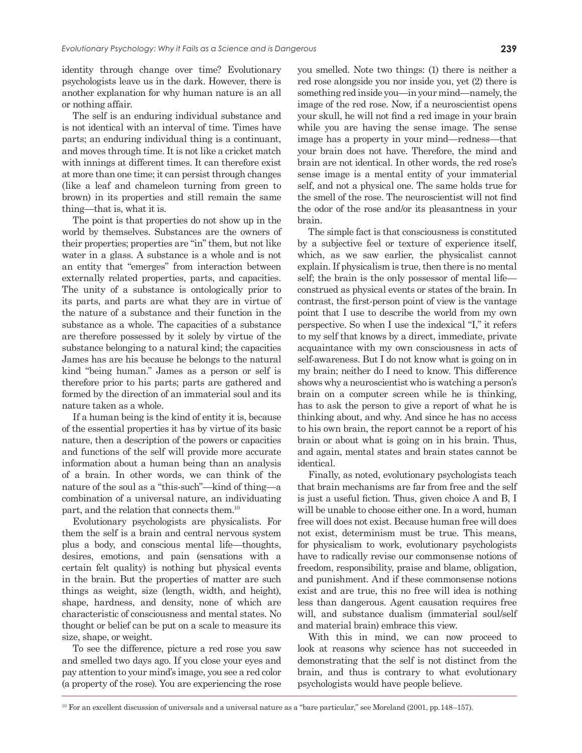identity through change over time? Evolutionary psychologists leave us in the dark. However, there is another explanation for why human nature is an all or nothing affair.

The self is an enduring individual substance and is not identical with an interval of time. Times have parts; an enduring individual thing is a continuant, and moves through time. It is not like a cricket match with innings at different times. It can therefore exist at more than one time; it can persist through changes (like a leaf and chameleon turning from green to brown) in its properties and still remain the same thing—that is, what it is.

The point is that properties do not show up in the world by themselves. Substances are the owners of their properties; properties are "in" them, but not like water in a glass. A substance is a whole and is not an entity that "emerges" from interaction between externally related properties, parts, and capacities. The unity of a substance is ontologically prior to its parts, and parts are what they are in virtue of the nature of a substance and their function in the substance as a whole. The capacities of a substance are therefore possessed by it solely by virtue of the substance belonging to a natural kind; the capacities James has are his because he belongs to the natural kind "being human." James as a person or self is therefore prior to his parts; parts are gathered and formed by the direction of an immaterial soul and its nature taken as a whole.

If a human being is the kind of entity it is, because of the essential properties it has by virtue of its basic nature, then a description of the powers or capacities and functions of the self will provide more accurate information about a human being than an analysis of a brain. In other words, we can think of the nature of the soul as a "this-such"—kind of thing—a combination of a universal nature, an individuating part, and the relation that connects them.[10]

Evolutionary psychologists are physicalists. For them the self is a brain and central nervous system plus a body, and conscious mental life—thoughts, desires, emotions, and pain (sensations with a certain felt quality) is nothing but physical events in the brain. But the properties of matter are such things as weight, size (length, width, and height), shape, hardness, and density, none of which are characteristic of consciousness and mental states. No thought or belief can be put on a scale to measure its size, shape, or weight.

To see the difference, picture a red rose you saw and smelled two days ago. If you close your eyes and pay attention to your mind's image, you see a red color (a property of the rose). You are experiencing the rose you smelled. Note two things: (1) there is neither a red rose alongside you nor inside you, yet (2) there is something red inside you—in your mind—namely, the image of the red rose. Now, if a neuroscientist opens your skull, he will not find a red image in your brain while you are having the sense image. The sense image has a property in your mind—redness—that your brain does not have. Therefore, the mind and brain are not identical. In other words, the red rose's sense image is a mental entity of your immaterial self, and not a physical one. The same holds true for the smell of the rose. The neuroscientist will not find the odor of the rose and/or its pleasantness in your brain.

The simple fact is that consciousness is constituted by a subjective feel or texture of experience itself, which, as we saw earlier, the physicalist cannot explain. If physicalism is true, then there is no mental self; the brain is the only possessor of mental life—construed as physical events or states of the brain. In contrast, the first-person point of view is the vantage point that I use to describe the world from my own perspective. So when I use the indexical "I," it refers to my self that knows by a direct, immediate, private acquaintance with my own consciousness in acts of self-awareness. But I do not know what is going on in my brain; neither do I need to know. This difference shows why a neuroscientist who is watching a person's brain on a computer screen while he is thinking, has to ask the person to give a report of what he is thinking about, and why. And since he has no access to his own brain, the report cannot be a report of his brain or about what is going on in his brain. Thus, and again, mental states and brain states cannot be identical.

Finally, as noted, evolutionary psychologists teach that brain mechanisms are far from free and the self is just a useful fiction. Thus, given choice A and B, I will be unable to choose either one. In a word, human free will does not exist. Because human free will does not exist, determinism must be true. This means, for physicalism to work, evolutionary psychologists have to radically revise our commonsense notions of freedom, responsibility, praise and blame, obligation, and punishment. And if these commonsense notions exist and are true, this no free will idea is nothing less than dangerous. Agent causation requires free will, and substance dualism (immaterial soul/self and material brain) embrace this view.

With this in mind, we can now proceed to look at reasons why science has not succeeded in demonstrating that the self is not distinct from the brain, and thus is contrary to what evolutionary psychologists would have people believe.

---

[10] For an excellent discussion of universals and a universal nature as a "bare particular," see Moreland (2001, pp. 148–157).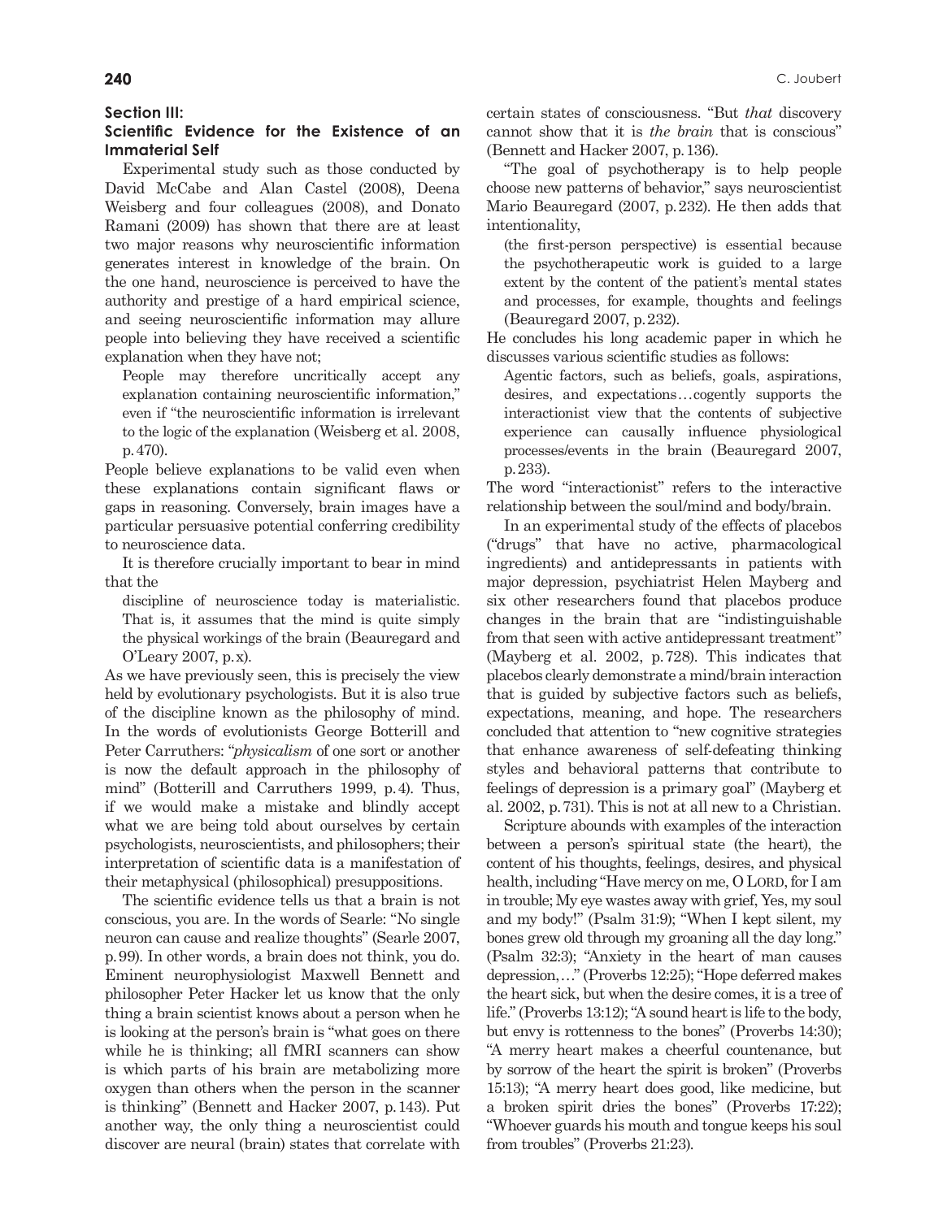## Section III: Scientific Evidence for the Existence of an Immaterial Self

Experimental study such as those conducted by David McCabe and Alan Castel (2008), Deena Weisberg and four colleagues (2008), and Donato Ramani (2009) has shown that there are at least two major reasons why neuroscientific information generates interest in knowledge of the brain. On the one hand, neuroscience is perceived to have the authority and prestige of a hard empirical science, and seeing neuroscientific information may allure people into believing they have received a scientific explanation when they have not;

> People may therefore uncritically accept any explanation containing neuroscientific information," even if "the neuroscientific information is irrelevant to the logic of the explanation (Weisberg et al. 2008, p. 470).

People believe explanations to be valid even when these explanations contain significant flaws or gaps in reasoning. Conversely, brain images have a particular persuasive potential conferring credibility to neuroscience data.

It is therefore crucially important to bear in mind that the

> discipline of neuroscience today is materialistic. That is, it assumes that the mind is quite simply the physical workings of the brain (Beauregard and O'Leary 2007, p. x).

As we have previously seen, this is precisely the view held by evolutionary psychologists. But it is also true of the discipline known as the philosophy of mind. In the words of evolutionists George Botterill and Peter Carruthers: "*physicalism* of one sort or another is now the default approach in the philosophy of mind" (Botterill and Carruthers 1999, p. 4). Thus, if we would make a mistake and blindly accept what we are being told about ourselves by certain psychologists, neuroscientists, and philosophers; their interpretation of scientific data is a manifestation of their metaphysical (philosophical) presuppositions.

The scientific evidence tells us that a brain is not conscious, you are. In the words of Searle: "No single neuron can cause and realize thoughts" (Searle 2007, p. 99). In other words, a brain does not think, you do. Eminent neurophysiologist Maxwell Bennett and philosopher Peter Hacker let us know that the only thing a brain scientist knows about a person when he is looking at the person's brain is "what goes on there while he is thinking; all fMRI scanners can show is which parts of his brain are metabolizing more oxygen than others when the person in the scanner is thinking" (Bennett and Hacker 2007, p. 143). Put another way, the only thing a neuroscientist could discover are neural (brain) states that correlate with certain states of consciousness. "But *that* discovery cannot show that it is *the brain* that is conscious" (Bennett and Hacker 2007, p. 136).

"The goal of psychotherapy is to help people choose new patterns of behavior," says neuroscientist Mario Beauregard (2007, p. 232). He then adds that intentionality,

> (the first-person perspective) is essential because the psychotherapeutic work is guided to a large extent by the content of the patient's mental states and processes, for example, thoughts and feelings (Beauregard 2007, p. 232).

He concludes his long academic paper in which he discusses various scientific studies as follows:

> Agentic factors, such as beliefs, goals, aspirations, desires, and expectations…cogently supports the interactionist view that the contents of subjective experience can causally influence physiological processes/events in the brain (Beauregard 2007, p. 233).

The word "interactionist" refers to the interactive relationship between the soul/mind and body/brain.

In an experimental study of the effects of placebos ("drugs" that have no active, pharmacological ingredients) and antidepressants in patients with major depression, psychiatrist Helen Mayberg and six other researchers found that placebos produce changes in the brain that are "indistinguishable from that seen with active antidepressant treatment" (Mayberg et al. 2002, p. 728). This indicates that placebos clearly demonstrate a mind/brain interaction that is guided by subjective factors such as beliefs, expectations, meaning, and hope. The researchers concluded that attention to "new cognitive strategies that enhance awareness of self-defeating thinking styles and behavioral patterns that contribute to feelings of depression is a primary goal" (Mayberg et al. 2002, p. 731). This is not at all new to a Christian.

Scripture abounds with examples of the interaction between a person's spiritual state (the heart), the content of his thoughts, feelings, desires, and physical health, including "Have mercy on me, O LORD, for I am in trouble; My eye wastes away with grief, Yes, my soul and my body!" (Psalm 31:9); "When I kept silent, my bones grew old through my groaning all the day long." (Psalm 32:3); "Anxiety in the heart of man causes depression,…" (Proverbs 12:25); "Hope deferred makes the heart sick, but when the desire comes, it is a tree of life." (Proverbs 13:12); "A sound heart is life to the body, but envy is rottenness to the bones" (Proverbs 14:30); "A merry heart makes a cheerful countenance, but by sorrow of the heart the spirit is broken" (Proverbs 15:13); "A merry heart does good, like medicine, but a broken spirit dries the bones" (Proverbs 17:22); "Whoever guards his mouth and tongue keeps his soul from troubles" (Proverbs 21:23).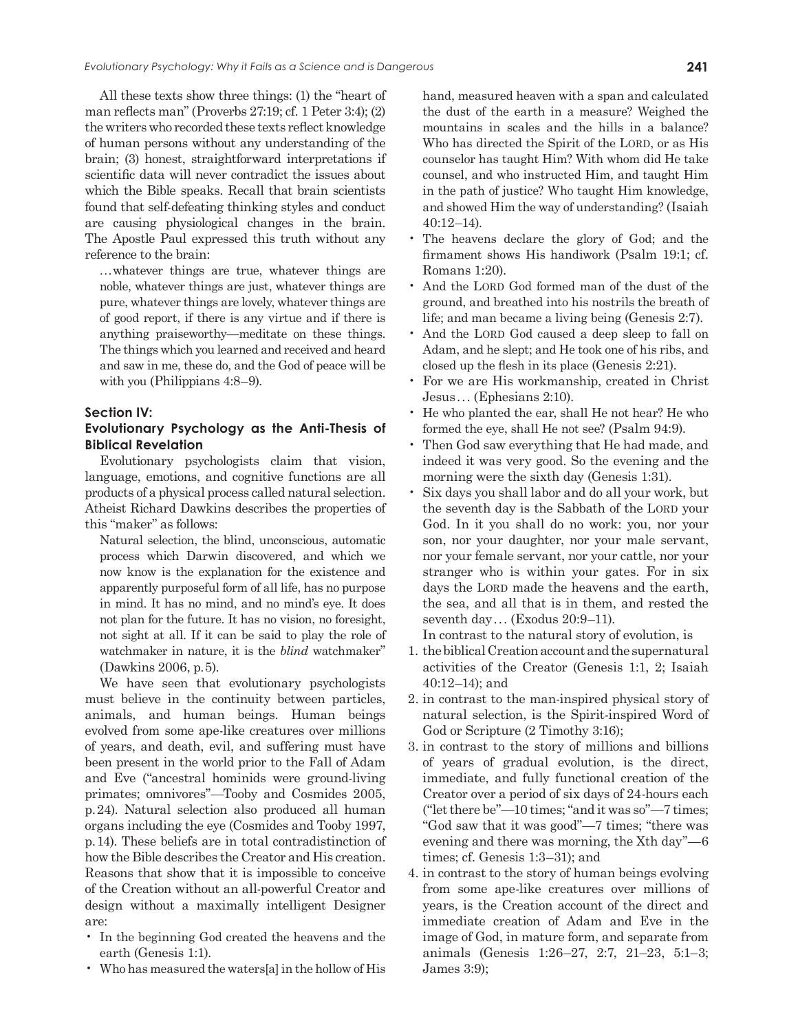All these texts show three things: (1) the "heart of man reflects man" (Proverbs 27:19; cf. 1 Peter 3:4); (2) the writers who recorded these texts reflect knowledge of human persons without any understanding of the brain; (3) honest, straightforward interpretations if scientific data will never contradict the issues about which the Bible speaks. Recall that brain scientists found that self-defeating thinking styles and conduct are causing physiological changes in the brain. The Apostle Paul expressed this truth without any reference to the brain:

> …whatever things are true, whatever things are noble, whatever things are just, whatever things are pure, whatever things are lovely, whatever things are of good report, if there is any virtue and if there is anything praiseworthy—meditate on these things. The things which you learned and received and heard and saw in me, these do, and the God of peace will be with you (Philippians 4:8–9).

### Section IV: Evolutionary Psychology as the Anti-Thesis of Biblical Revelation

Evolutionary psychologists claim that vision, language, emotions, and cognitive functions are all products of a physical process called natural selection. Atheist Richard Dawkins describes the properties of this "maker" as follows:

> Natural selection, the blind, unconscious, automatic process which Darwin discovered, and which we now know is the explanation for the existence and apparently purposeful form of all life, has no purpose in mind. It has no mind, and no mind's eye. It does not plan for the future. It has no vision, no foresight, not sight at all. If it can be said to play the role of watchmaker in nature, it is the *blind* watchmaker" (Dawkins 2006, p. 5).

We have seen that evolutionary psychologists must believe in the continuity between particles, animals, and human beings. Human beings evolved from some ape-like creatures over millions of years, and death, evil, and suffering must have been present in the world prior to the Fall of Adam and Eve ("ancestral hominids were ground-living primates; omnivores"—Tooby and Cosmides 2005, p. 24). Natural selection also produced all human organs including the eye (Cosmides and Tooby 1997, p. 14). These beliefs are in total contradistinction of how the Bible describes the Creator and His creation. Reasons that show that it is impossible to conceive of the Creation without an all-powerful Creator and design without a maximally intelligent Designer are:

- In the beginning God created the heavens and the earth (Genesis 1:1).
- Who has measured the waters[a] in the hollow of His hand, measured heaven with a span and calculated the dust of the earth in a measure? Weighed the mountains in scales and the hills in a balance? Who has directed the Spirit of the LORD, or as His counselor has taught Him? With whom did He take counsel, and who instructed Him, and taught Him in the path of justice? Who taught Him knowledge, and showed Him the way of understanding? (Isaiah 40:12–14).
- The heavens declare the glory of God; and the firmament shows His handiwork (Psalm 19:1; cf. Romans 1:20).
- And the LORD God formed man of the dust of the ground, and breathed into his nostrils the breath of life; and man became a living being (Genesis 2:7).
- And the LORD God caused a deep sleep to fall on Adam, and he slept; and He took one of his ribs, and closed up the flesh in its place (Genesis 2:21).
- For we are His workmanship, created in Christ Jesus… (Ephesians 2:10).
- He who planted the ear, shall He not hear? He who formed the eye, shall He not see? (Psalm 94:9).
- Then God saw everything that He had made, and indeed it was very good. So the evening and the morning were the sixth day (Genesis 1:31).
- Six days you shall labor and do all your work, but the seventh day is the Sabbath of the LORD your God. In it you shall do no work: you, nor your son, nor your daughter, nor your male servant, nor your female servant, nor your cattle, nor your stranger who is within your gates. For in six days the LORD made the heavens and the earth, the sea, and all that is in them, and rested the seventh day… (Exodus 20:9–11).

In contrast to the natural story of evolution, is

1. the biblical Creation account and the supernatural activities of the Creator (Genesis 1:1, 2; Isaiah 40:12–14); and
2. in contrast to the man-inspired physical story of natural selection, is the Spirit-inspired Word of God or Scripture (2 Timothy 3:16);
3. in contrast to the story of millions and billions of years of gradual evolution, is the direct, immediate, and fully functional creation of the Creator over a period of six days of 24-hours each ("let there be"—10 times; "and it was so"—7 times; "God saw that it was good"—7 times; "there was evening and there was morning, the Xth day"—6 times; cf. Genesis 1:3–31); and
4. in contrast to the story of human beings evolving from some ape-like creatures over millions of years, is the Creation account of the direct and immediate creation of Adam and Eve in the image of God, in mature form, and separate from animals (Genesis 1:26–27, 2:7, 21–23, 5:1–3; James 3:9);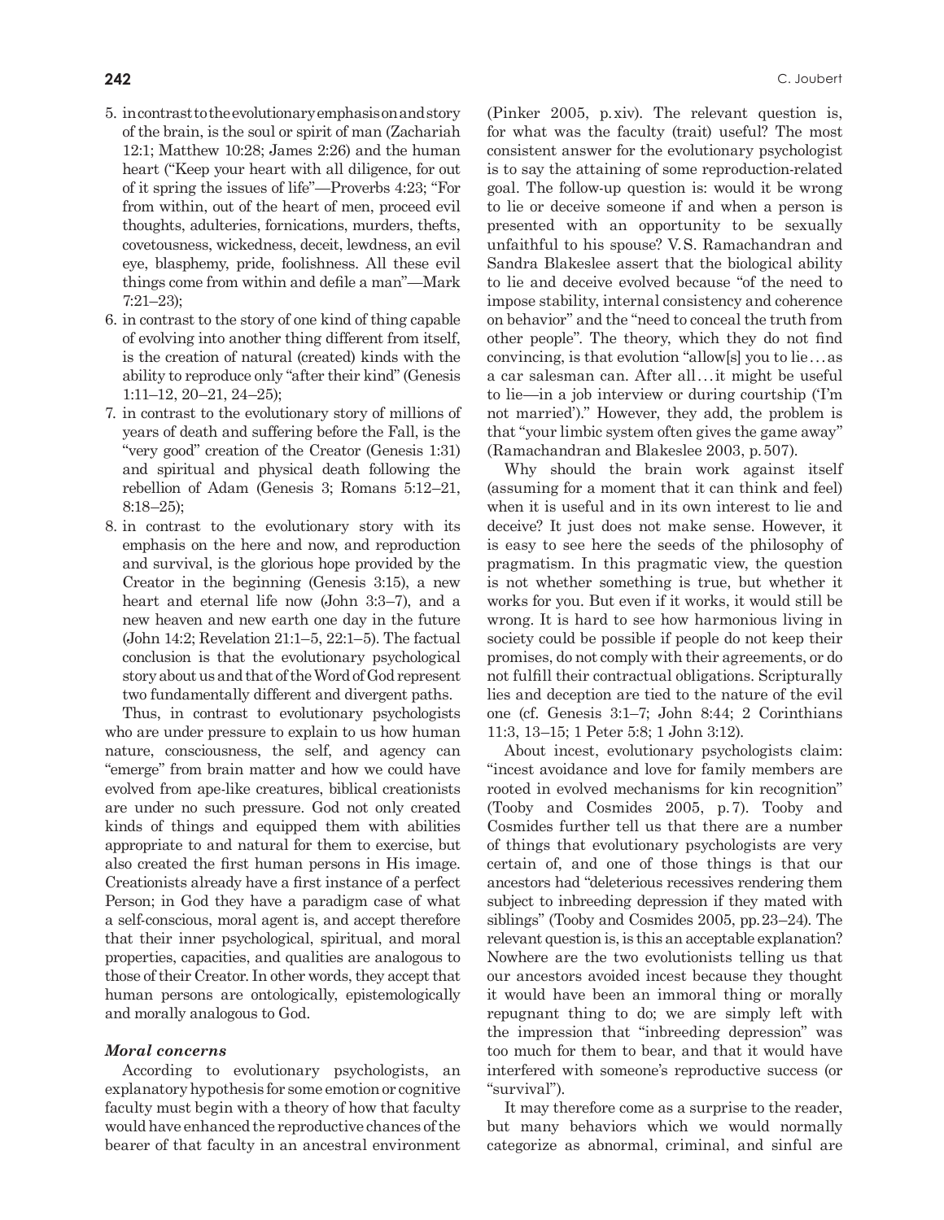5. in contrast to the evolutionary emphasis on and story of the brain, is the soul or spirit of man (Zachariah 12:1; Matthew 10:28; James 2:26) and the human heart ("Keep your heart with all diligence, for out of it spring the issues of life"—Proverbs 4:23; "For from within, out of the heart of men, proceed evil thoughts, adulteries, fornications, murders, thefts, covetousness, wickedness, deceit, lewdness, an evil eye, blasphemy, pride, foolishness. All these evil things come from within and defile a man"—Mark 7:21–23);
6. in contrast to the story of one kind of thing capable of evolving into another thing different from itself, is the creation of natural (created) kinds with the ability to reproduce only "after their kind" (Genesis 1:11–12, 20–21, 24–25);
7. in contrast to the evolutionary story of millions of years of death and suffering before the Fall, is the "very good" creation of the Creator (Genesis 1:31) and spiritual and physical death following the rebellion of Adam (Genesis 3; Romans 5:12–21, 8:18–25);
8. in contrast to the evolutionary story with its emphasis on the here and now, and reproduction and survival, is the glorious hope provided by the Creator in the beginning (Genesis 3:15), a new heart and eternal life now (John 3:3–7), and a new heaven and new earth one day in the future (John 14:2; Revelation 21:1–5, 22:1–5). The factual conclusion is that the evolutionary psychological story about us and that of the Word of God represent two fundamentally different and divergent paths.

Thus, in contrast to evolutionary psychologists who are under pressure to explain to us how human nature, consciousness, the self, and agency can "emerge" from brain matter and how we could have evolved from ape-like creatures, biblical creationists are under no such pressure. God not only created kinds of things and equipped them with abilities appropriate to and natural for them to exercise, but also created the first human persons in His image. Creationists already have a first instance of a perfect Person; in God they have a paradigm case of what a self-conscious, moral agent is, and accept therefore that their inner psychological, spiritual, and moral properties, capacities, and qualities are analogous to those of their Creator. In other words, they accept that human persons are ontologically, epistemologically and morally analogous to God.

### *Moral concerns*

According to evolutionary psychologists, an explanatory hypothesis for some emotion or cognitive faculty must begin with a theory of how that faculty would have enhanced the reproductive chances of the bearer of that faculty in an ancestral environment (Pinker 2005, p. xiv). The relevant question is, for what was the faculty (trait) useful? The most consistent answer for the evolutionary psychologist is to say the attaining of some reproduction-related goal. The follow-up question is: would it be wrong to lie or deceive someone if and when a person is presented with an opportunity to be sexually unfaithful to his spouse? V. S. Ramachandran and Sandra Blakeslee assert that the biological ability to lie and deceive evolved because "of the need to impose stability, internal consistency and coherence on behavior" and the "need to conceal the truth from other people". The theory, which they do not find convincing, is that evolution "allow[s] you to lie…as a car salesman can. After all…it might be useful to lie—in a job interview or during courtship ('I'm not married')." However, they add, the problem is that "your limbic system often gives the game away" (Ramachandran and Blakeslee 2003, p. 507).

Why should the brain work against itself (assuming for a moment that it can think and feel) when it is useful and in its own interest to lie and deceive? It just does not make sense. However, it is easy to see here the seeds of the philosophy of pragmatism. In this pragmatic view, the question is not whether something is true, but whether it works for you. But even if it works, it would still be wrong. It is hard to see how harmonious living in society could be possible if people do not keep their promises, do not comply with their agreements, or do not fulfill their contractual obligations. Scripturally lies and deception are tied to the nature of the evil one (cf. Genesis 3:1–7; John 8:44; 2 Corinthians 11:3, 13–15; 1 Peter 5:8; 1 John 3:12).

About incest, evolutionary psychologists claim: "incest avoidance and love for family members are rooted in evolved mechanisms for kin recognition" (Tooby and Cosmides 2005, p. 7). Tooby and Cosmides further tell us that there are a number of things that evolutionary psychologists are very certain of, and one of those things is that our ancestors had "deleterious recessives rendering them subject to inbreeding depression if they mated with siblings" (Tooby and Cosmides 2005, pp. 23–24). The relevant question is, is this an acceptable explanation? Nowhere are the two evolutionists telling us that our ancestors avoided incest because they thought it would have been an immoral thing or morally repugnant thing to do; we are simply left with the impression that "inbreeding depression" was too much for them to bear, and that it would have interfered with someone's reproductive success (or "survival").

It may therefore come as a surprise to the reader, but many behaviors which we would normally categorize as abnormal, criminal, and sinful are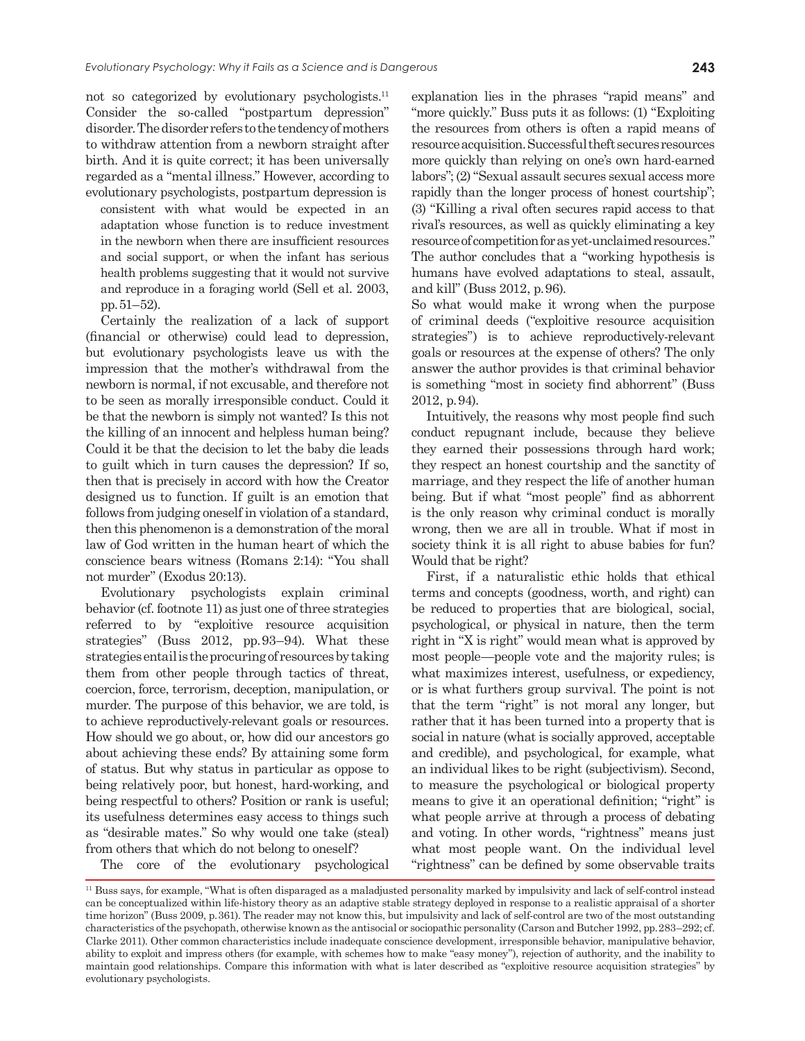not so categorized by evolutionary psychologists.[11] Consider the so-called "postpartum depression" disorder. The disorder refers to the tendency of mothers to withdraw attention from a newborn straight after birth. And it is quite correct; it has been universally regarded as a "mental illness." However, according to evolutionary psychologists, postpartum depression is

> consistent with what would be expected in an adaptation whose function is to reduce investment in the newborn when there are insufficient resources and social support, or when the infant has serious health problems suggesting that it would not survive and reproduce in a foraging world (Sell et al. 2003, pp. 51–52).

Certainly the realization of a lack of support (financial or otherwise) could lead to depression, but evolutionary psychologists leave us with the impression that the mother's withdrawal from the newborn is normal, if not excusable, and therefore not to be seen as morally irresponsible conduct. Could it be that the newborn is simply not wanted? Is this not the killing of an innocent and helpless human being? Could it be that the decision to let the baby die leads to guilt which in turn causes the depression? If so, then that is precisely in accord with how the Creator designed us to function. If guilt is an emotion that follows from judging oneself in violation of a standard, then this phenomenon is a demonstration of the moral law of God written in the human heart of which the conscience bears witness (Romans 2:14): "You shall not murder" (Exodus 20:13).

Evolutionary psychologists explain criminal behavior (cf. footnote 11) as just one of three strategies referred to by "exploitive resource acquisition strategies" (Buss 2012, pp. 93–94). What these strategies entail is the procuring of resources by taking them from other people through tactics of threat, coercion, force, terrorism, deception, manipulation, or murder. The purpose of this behavior, we are told, is to achieve reproductively-relevant goals or resources. How should we go about, or, how did our ancestors go about achieving these ends? By attaining some form of status. But why status in particular as oppose to being relatively poor, but honest, hard-working, and being respectful to others? Position or rank is useful; its usefulness determines easy access to things such as "desirable mates." So why would one take (steal) from others that which do not belong to oneself?

The core of the evolutionary psychological explanation lies in the phrases "rapid means" and "more quickly." Buss puts it as follows: (1) "Exploiting the resources from others is often a rapid means of resource acquisition. Successful theft secures resources more quickly than relying on one's own hard-earned labors"; (2) "Sexual assault secures sexual access more rapidly than the longer process of honest courtship"; (3) "Killing a rival often secures rapid access to that rival's resources, as well as quickly eliminating a key resource of competition for as yet-unclaimed resources." The author concludes that a "working hypothesis is humans have evolved adaptations to steal, assault, and kill" (Buss 2012, p. 96).

So what would make it wrong when the purpose of criminal deeds ("exploitive resource acquisition strategies") is to achieve reproductively-relevant goals or resources at the expense of others? The only answer the author provides is that criminal behavior is something "most in society find abhorrent" (Buss 2012, p. 94).

Intuitively, the reasons why most people find such conduct repugnant include, because they believe they earned their possessions through hard work; they respect an honest courtship and the sanctity of marriage, and they respect the life of another human being. But if what "most people" find as abhorrent is the only reason why criminal conduct is morally wrong, then we are all in trouble. What if most in society think it is all right to abuse babies for fun? Would that be right?

First, if a naturalistic ethic holds that ethical terms and concepts (goodness, worth, and right) can be reduced to properties that are biological, social, psychological, or physical in nature, then the term right in "X is right" would mean what is approved by most people—people vote and the majority rules; is what maximizes interest, usefulness, or expediency, or is what furthers group survival. The point is not that the term "right" is not moral any longer, but rather that it has been turned into a property that is social in nature (what is socially approved, acceptable and credible), and psychological, for example, what an individual likes to be right (subjectivism). Second, to measure the psychological or biological property means to give it an operational definition; "right" is what people arrive at through a process of debating and voting. In other words, "rightness" means just what most people want. On the individual level "rightness" can be defined by some observable traits

---

[11] Buss says, for example, "What is often disparaged as a maladjusted personality marked by impulsivity and lack of self-control instead can be conceptualized within life-history theory as an adaptive stable strategy deployed in response to a realistic appraisal of a shorter time horizon" (Buss 2009, p. 361). The reader may not know this, but impulsivity and lack of self-control are two of the most outstanding characteristics of the psychopath, otherwise known as the antisocial or sociopathic personality (Carson and Butcher 1992, pp. 283–292; cf. Clarke 2011). Other common characteristics include inadequate conscience development, irresponsible behavior, manipulative behavior, ability to exploit and impress others (for example, with schemes how to make "easy money"), rejection of authority, and the inability to maintain good relationships. Compare this information with what is later described as "exploitive resource acquisition strategies" by evolutionary psychologists.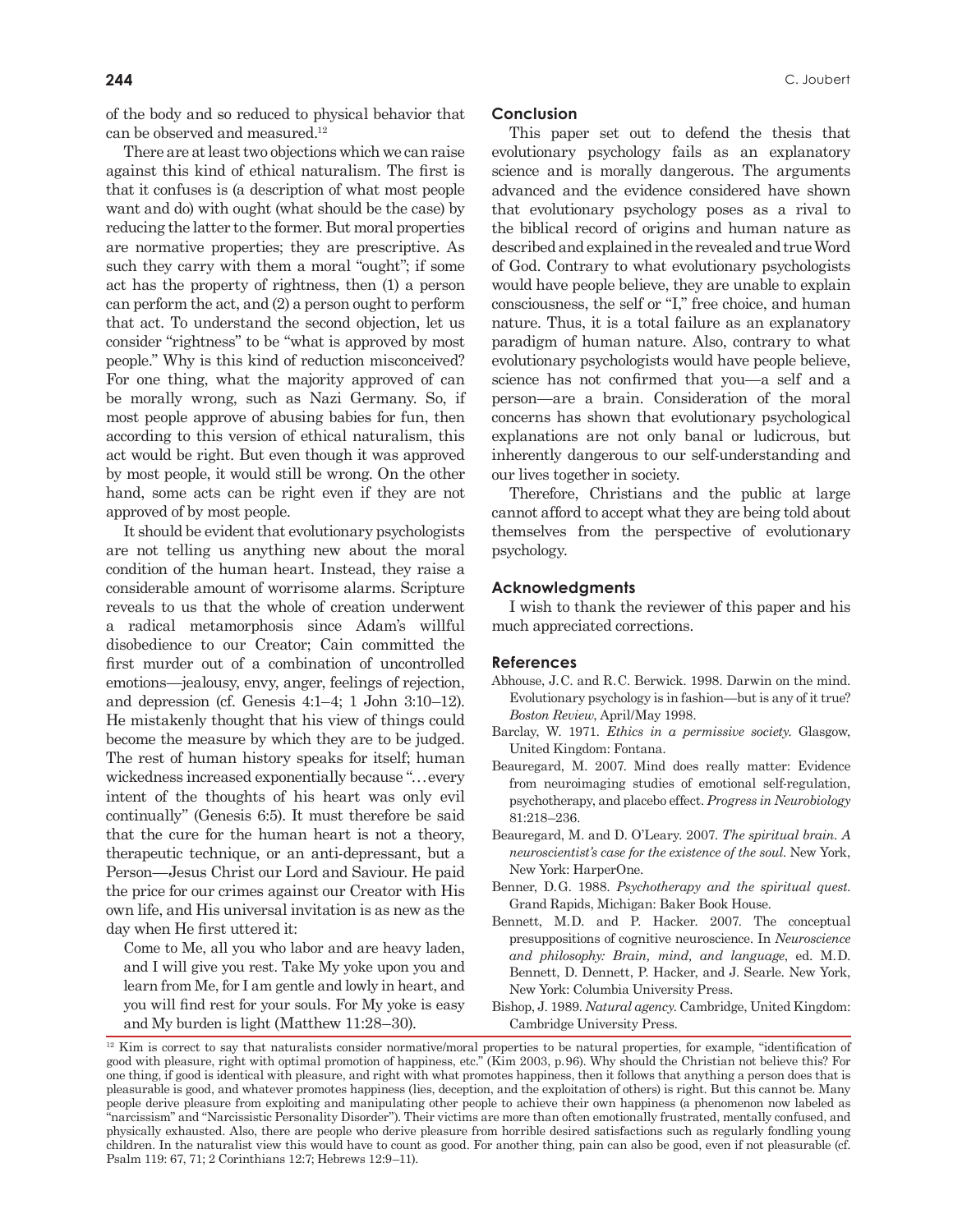of the body and so reduced to physical behavior that can be observed and measured.[12]

There are at least two objections which we can raise against this kind of ethical naturalism. The first is that it confuses is (a description of what most people want and do) with ought (what should be the case) by reducing the latter to the former. But moral properties are normative properties; they are prescriptive. As such they carry with them a moral "ought"; if some act has the property of rightness, then (1) a person can perform the act, and (2) a person ought to perform that act. To understand the second objection, let us consider "rightness" to be "what is approved by most people." Why is this kind of reduction misconceived? For one thing, what the majority approved of can be morally wrong, such as Nazi Germany. So, if most people approve of abusing babies for fun, then according to this version of ethical naturalism, this act would be right. But even though it was approved by most people, it would still be wrong. On the other hand, some acts can be right even if they are not approved of by most people.

It should be evident that evolutionary psychologists are not telling us anything new about the moral condition of the human heart. Instead, they raise a considerable amount of worrisome alarms. Scripture reveals to us that the whole of creation underwent a radical metamorphosis since Adam's willful disobedience to our Creator; Cain committed the first murder out of a combination of uncontrolled emotions—jealousy, envy, anger, feelings of rejection, and depression (cf. Genesis 4:1–4; 1 John 3:10–12). He mistakenly thought that his view of things could become the measure by which they are to be judged. The rest of human history speaks for itself; human wickedness increased exponentially because "…every intent of the thoughts of his heart was only evil continually" (Genesis 6:5). It must therefore be said that the cure for the human heart is not a theory, therapeutic technique, or an anti-depressant, but a Person—Jesus Christ our Lord and Saviour. He paid the price for our crimes against our Creator with His own life, and His universal invitation is as new as the day when He first uttered it:

> Come to Me, all you who labor and are heavy laden, and I will give you rest. Take My yoke upon you and learn from Me, for I am gentle and lowly in heart, and you will find rest for your souls. For My yoke is easy and My burden is light (Matthew 11:28–30).

## Conclusion

This paper set out to defend the thesis that evolutionary psychology fails as an explanatory science and is morally dangerous. The arguments advanced and the evidence considered have shown that evolutionary psychology poses as a rival to the biblical record of origins and human nature as described and explained in the revealed and true Word of God. Contrary to what evolutionary psychologists would have people believe, they are unable to explain consciousness, the self or "I," free choice, and human nature. Thus, it is a total failure as an explanatory paradigm of human nature. Also, contrary to what evolutionary psychologists would have people believe, science has not confirmed that you—a self and a person—are a brain. Consideration of the moral concerns has shown that evolutionary psychological explanations are not only banal or ludicrous, but inherently dangerous to our self-understanding and our lives together in society.

Therefore, Christians and the public at large cannot afford to accept what they are being told about themselves from the perspective of evolutionary psychology.

## Acknowledgments

I wish to thank the reviewer of this paper and his much appreciated corrections.

## References

Abhouse, J.C. and R.C. Berwick. 1998. Darwin on the mind. Evolutionary psychology is in fashion—but is any of it true? *Boston Review*, April/May 1998.

Barclay, W. 1971. *Ethics in a permissive society*. Glasgow, United Kingdom: Fontana.

Beauregard, M. 2007. Mind does really matter: Evidence from neuroimaging studies of emotional self-regulation, psychotherapy, and placebo effect. *Progress in Neurobiology* 81:218–236.

Beauregard, M. and D. O'Leary. 2007. *The spiritual brain. A neuroscientist's case for the existence of the soul*. New York, New York: HarperOne.

Benner, D.G. 1988. *Psychotherapy and the spiritual quest*. Grand Rapids, Michigan: Baker Book House.

Bennett, M.D. and P. Hacker. 2007. The conceptual presuppositions of cognitive neuroscience. In *Neuroscience and philosophy: Brain, mind, and language*, ed. M.D. Bennett, D. Dennett, P. Hacker, and J. Searle. New York, New York: Columbia University Press.

Bishop, J. 1989. *Natural agency*. Cambridge, United Kingdom: Cambridge University Press.

---

[12] Kim is correct to say that naturalists consider normative/moral properties to be natural properties, for example, "identification of good with pleasure, right with optimal promotion of happiness, etc." (Kim 2003, p.96). Why should the Christian not believe this? For one thing, if good is identical with pleasure, and right with what promotes happiness, then it follows that anything a person does that is pleasurable is good, and whatever promotes happiness (lies, deception, and the exploitation of others) is right. But this cannot be. Many people derive pleasure from exploiting and manipulating other people to achieve their own happiness (a phenomenon now labeled as "narcissism" and "Narcissistic Personality Disorder"). Their victims are more than often emotionally frustrated, mentally confused, and physically exhausted. Also, there are people who derive pleasure from horrible desired satisfactions such as regularly fondling young children. In the naturalist view this would have to count as good. For another thing, pain can also be good, even if not pleasurable (cf. Psalm 119: 67, 71; 2 Corinthians 12:7; Hebrews 12:9–11).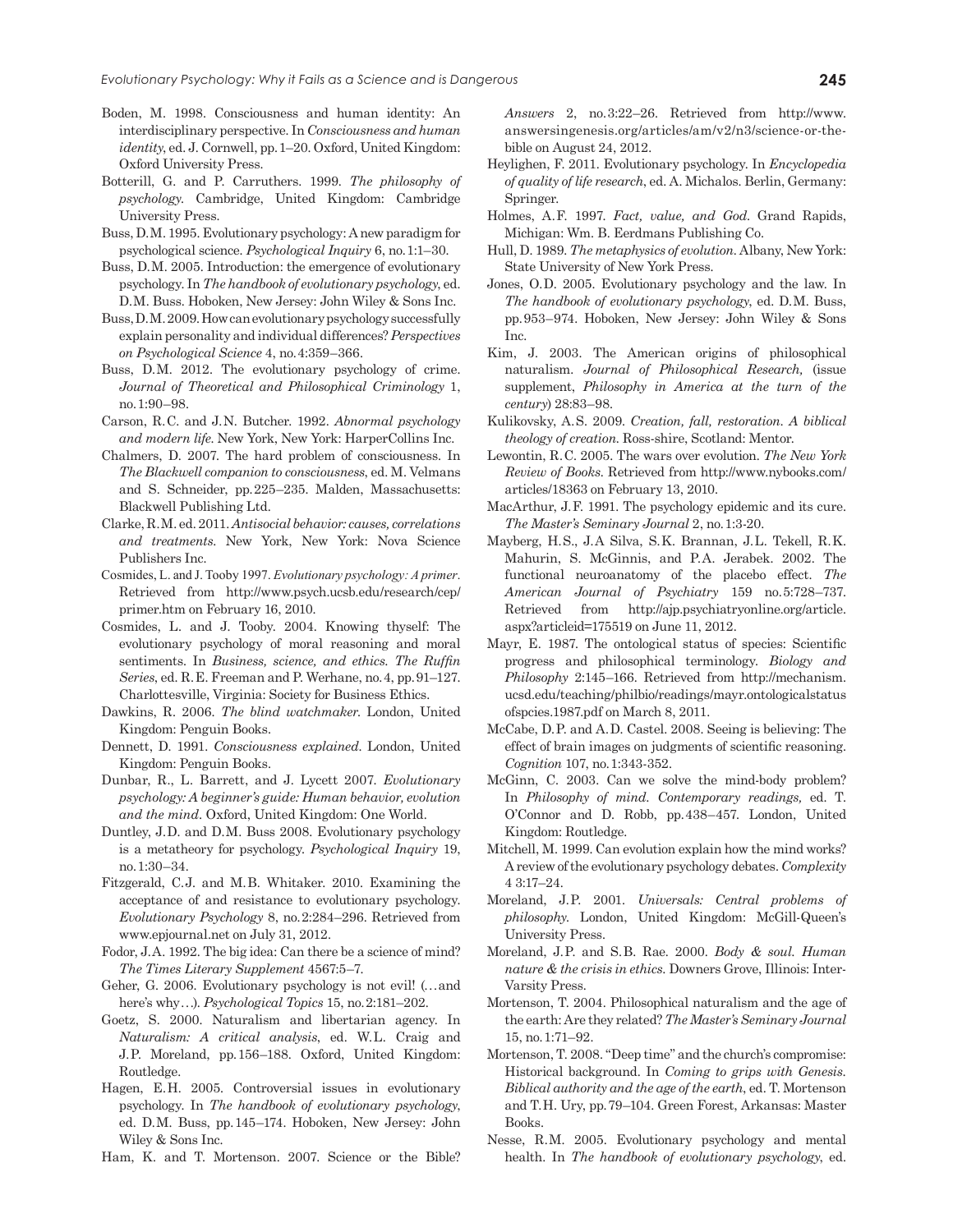Boden, M. 1998. Consciousness and human identity: An interdisciplinary perspective. In *Consciousness and human identity*, ed. J. Cornwell, pp. 1–20. Oxford, United Kingdom: Oxford University Press.

Botterill, G. and P. Carruthers. 1999. *The philosophy of psychology*. Cambridge, United Kingdom: Cambridge University Press.

Buss, D.M. 1995. Evolutionary psychology: A new paradigm for psychological science. *Psychological Inquiry* 6, no. 1:1–30.

Buss, D.M. 2005. Introduction: the emergence of evolutionary psychology. In *The handbook of evolutionary psychology*, ed. D.M. Buss. Hoboken, New Jersey: John Wiley & Sons Inc.

Buss, D.M. 2009. How can evolutionary psychology successfully explain personality and individual differences? *Perspectives on Psychological Science* 4, no. 4:359–366.

Buss, D.M. 2012. The evolutionary psychology of crime. *Journal of Theoretical and Philosophical Criminology* 1, no. 1:90–98.

Carson, R.C. and J.N. Butcher. 1992. *Abnormal psychology and modern life*. New York, New York: HarperCollins Inc.

Chalmers, D. 2007. The hard problem of consciousness. In *The Blackwell companion to consciousness*, ed. M. Velmans and S. Schneider, pp. 225–235. Malden, Massachusetts: Blackwell Publishing Ltd.

Clarke, R.M. ed. 2011. *Antisocial behavior: causes, correlations and treatments*. New York, New York: Nova Science Publishers Inc.

Cosmides, L. and J. Tooby 1997. *Evolutionary psychology: A primer*. Retrieved from http://www.psych.ucsb.edu/research/cep/primer.htm on February 16, 2010.

Cosmides, L. and J. Tooby. 2004. Knowing thyself: The evolutionary psychology of moral reasoning and moral sentiments. In *Business, science, and ethics. The Ruffin Series*, ed. R.E. Freeman and P. Werhane, no. 4, pp. 91–127. Charlottesville, Virginia: Society for Business Ethics.

Dawkins, R. 2006. *The blind watchmaker*. London, United Kingdom: Penguin Books.

Dennett, D. 1991. *Consciousness explained*. London, United Kingdom: Penguin Books.

Dunbar, R., L. Barrett, and J. Lycett 2007. *Evolutionary psychology: A beginner's guide: Human behavior, evolution and the mind*. Oxford, United Kingdom: One World.

Duntley, J.D. and D.M. Buss 2008. Evolutionary psychology is a metatheory for psychology. *Psychological Inquiry* 19, no. 1:30–34.

Fitzgerald, C.J. and M.B. Whitaker. 2010. Examining the acceptance of and resistance to evolutionary psychology. *Evolutionary Psychology* 8, no. 2:284–296. Retrieved from www.epjournal.net on July 31, 2012.

Fodor, J.A. 1992. The big idea: Can there be a science of mind? *The Times Literary Supplement* 4567:5–7.

Geher, G. 2006. Evolutionary psychology is not evil! (…and here's why…). *Psychological Topics* 15, no. 2:181–202.

Goetz, S. 2000. Naturalism and libertarian agency. In *Naturalism: A critical analysis*, ed. W.L. Craig and J.P. Moreland, pp. 156–188. Oxford, United Kingdom: Routledge.

Hagen, E.H. 2005. Controversial issues in evolutionary psychology. In *The handbook of evolutionary psychology*, ed. D.M. Buss, pp. 145–174. Hoboken, New Jersey: John Wiley & Sons Inc.

Ham, K. and T. Mortenson. 2007. Science or the Bible? *Answers* 2, no. 3:22–26. Retrieved from http://www.answersingenesis.org/articles/am/v2/n3/science-or-the-bible on August 24, 2012.

Heylighen, F. 2011. Evolutionary psychology. In *Encyclopedia of quality of life research*, ed. A. Michalos. Berlin, Germany: Springer.

Holmes, A.F. 1997. *Fact, value, and God*. Grand Rapids, Michigan: Wm. B. Eerdmans Publishing Co.

Hull, D. 1989. *The metaphysics of evolution*. Albany, New York: State University of New York Press.

Jones, O.D. 2005. Evolutionary psychology and the law. In *The handbook of evolutionary psychology*, ed. D.M. Buss, pp. 953–974. Hoboken, New Jersey: John Wiley & Sons Inc.

Kim, J. 2003. The American origins of philosophical naturalism. *Journal of Philosophical Research,* (issue supplement, *Philosophy in America at the turn of the century*) 28:83–98.

Kulikovsky, A.S. 2009. *Creation, fall, restoration. A biblical theology of creation*. Ross-shire, Scotland: Mentor.

Lewontin, R.C. 2005. The wars over evolution. *The New York Review of Books*. Retrieved from http://www.nybooks.com/articles/18363 on February 13, 2010.

MacArthur, J.F. 1991. The psychology epidemic and its cure. *The Master's Seminary Journal* 2, no. 1:3-20.

Mayberg, H.S., J.A Silva, S.K. Brannan, J.L. Tekell, R.K. Mahurin, S. McGinnis, and P.A. Jerabek. 2002. The functional neuroanatomy of the placebo effect. *The American Journal of Psychiatry* 159 no. 5:728–737. Retrieved from http://ajp.psychiatryonline.org/article.aspx?articleid=175519 on June 11, 2012.

Mayr, E. 1987. The ontological status of species: Scientific progress and philosophical terminology. *Biology and Philosophy* 2:145–166. Retrieved from http://mechanism.ucsd.edu/teaching/philbio/readings/mayr.ontologicalstatusofspcies.1987.pdf on March 8, 2011.

McCabe, D.P. and A.D. Castel. 2008. Seeing is believing: The effect of brain images on judgments of scientific reasoning. *Cognition* 107, no. 1:343-352.

McGinn, C. 2003. Can we solve the mind-body problem? In *Philosophy of mind. Contemporary readings,* ed. T. O'Connor and D. Robb, pp. 438–457. London, United Kingdom: Routledge.

Mitchell, M. 1999. Can evolution explain how the mind works? A review of the evolutionary psychology debates. *Complexity* 4 3:17–24.

Moreland, J.P. 2001. *Universals: Central problems of philosophy*. London, United Kingdom: McGill-Queen's University Press.

Moreland, J.P. and S.B. Rae. 2000. *Body & soul. Human nature & the crisis in ethics*. Downers Grove, Illinois: Inter-Varsity Press.

Mortenson, T. 2004. Philosophical naturalism and the age of the earth: Are they related? *The Master's Seminary Journal* 15, no. 1:71–92.

Mortenson, T. 2008. "Deep time" and the church's compromise: Historical background. In *Coming to grips with Genesis. Biblical authority and the age of the earth*, ed. T. Mortenson and T.H. Ury, pp. 79–104. Green Forest, Arkansas: Master Books.

Nesse, R.M. 2005. Evolutionary psychology and mental health. In *The handbook of evolutionary psychology*, ed.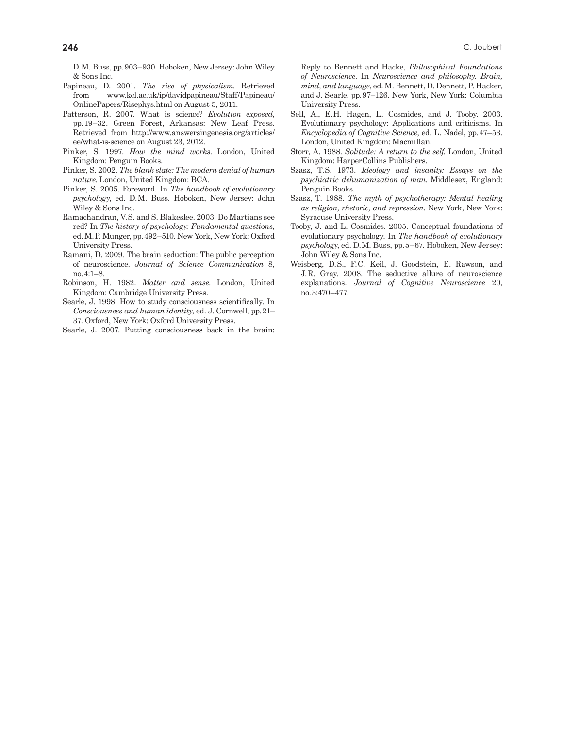D.M. Buss, pp. 903–930. Hoboken, New Jersey: John Wiley & Sons Inc.

Papineau, D. 2001. *The rise of physicalism*. Retrieved from www.kcl.ac.uk/ip/davidpapineau/Staff/Papineau/OnlinePapers/Risephys.html on August 5, 2011.

Patterson, R. 2007. What is science? *Evolution exposed*, pp. 19–32. Green Forest, Arkansas: New Leaf Press. Retrieved from http://www.answersingenesis.org/articles/ee/what-is-science on August 23, 2012.

Pinker, S. 1997. *How the mind works*. London, United Kingdom: Penguin Books.

Pinker, S. 2002. *The blank slate: The modern denial of human nature*. London, United Kingdom: BCA.

Pinker, S. 2005. Foreword. In *The handbook of evolutionary psychology*, ed. D.M. Buss. Hoboken, New Jersey: John Wiley & Sons Inc.

Ramachandran, V.S. and S. Blakeslee. 2003. Do Martians see red? In *The history of psychology: Fundamental questions*, ed. M.P. Munger, pp. 492–510. New York, New York: Oxford University Press.

Ramani, D. 2009. The brain seduction: The public perception of neuroscience. *Journal of Science Communication* 8, no. 4:1–8.

Robinson, H. 1982. *Matter and sense*. London, United Kingdom: Cambridge University Press.

Searle, J. 1998. How to study consciousness scientifically. In *Consciousness and human identity*, ed. J. Cornwell, pp. 21–37. Oxford, New York: Oxford University Press.

Searle, J. 2007. Putting consciousness back in the brain: Reply to Bennett and Hacke, *Philosophical Foundations of Neuroscience*. In *Neuroscience and philosophy. Brain, mind, and language*, ed. M. Bennett, D. Dennett, P. Hacker, and J. Searle, pp. 97–126. New York, New York: Columbia University Press.

Sell, A., E.H. Hagen, L. Cosmides, and J. Tooby. 2003. Evolutionary psychology: Applications and criticisms. In *Encyclopedia of Cognitive Science*, ed. L. Nadel, pp. 47–53. London, United Kingdom: Macmillan.

Storr, A. 1988. *Solitude: A return to the self*. London, United Kingdom: HarperCollins Publishers.

Szasz, T.S. 1973. *Ideology and insanity: Essays on the psychiatric dehumanization of man*. Middlesex, England: Penguin Books.

Szasz, T. 1988. *The myth of psychotherapy: Mental healing as religion, rhetoric, and repression*. New York, New York: Syracuse University Press.

Tooby, J. and L. Cosmides. 2005. Conceptual foundations of evolutionary psychology. In *The handbook of evolutionary psychology*, ed. D.M. Buss, pp. 5–67. Hoboken, New Jersey: John Wiley & Sons Inc.

Weisberg, D.S., F.C. Keil, J. Goodstein, E. Rawson, and J.R. Gray. 2008. The seductive allure of neuroscience explanations. *Journal of Cognitive Neuroscience* 20, no. 3:470–477.